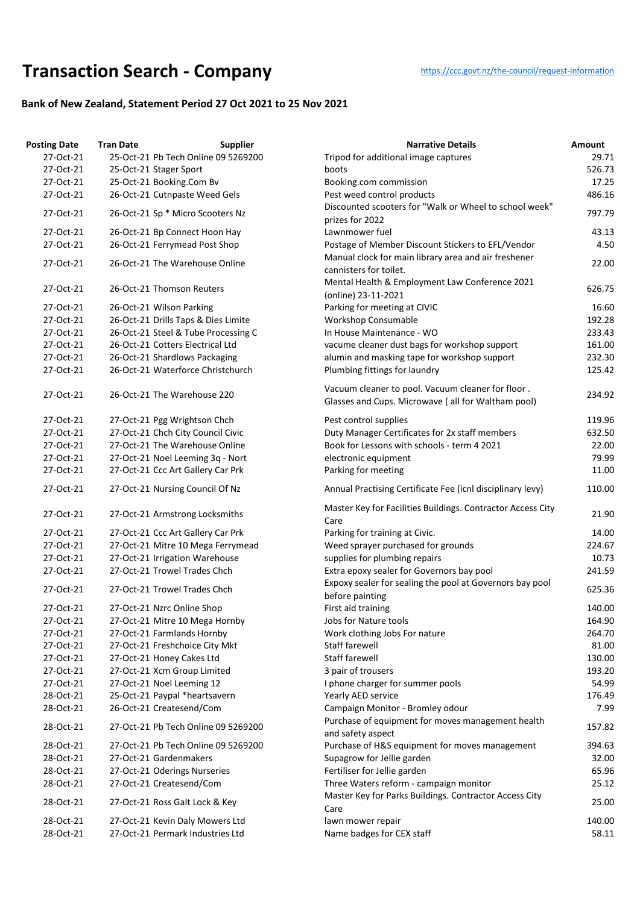# Transaction Search - Company

https://ccc.govt.nz/the-council/request-information

### Bank of New Zealand, Statement Period 27 Oct 2021 to 25 Nov 2021

| Posting Date | Tran Date | Supplier | Narrative Details | Amount |
|---|---|---|---|---|
| 27-Oct-21 | 25-Oct-21 | Pb Tech Online 09 5269200 | Tripod for additional image captures | 29.71 |
| 27-Oct-21 | 25-Oct-21 | Stager Sport | boots | 526.73 |
| 27-Oct-21 | 25-Oct-21 | Booking.Com Bv | Booking.com commission | 17.25 |
| 27-Oct-21 | 26-Oct-21 | Cutnpaste Weed Gels | Pest weed control products | 486.16 |
| 27-Oct-21 | 26-Oct-21 | Sp * Micro Scooters Nz | Discounted scooters for "Walk or Wheel to school week" prizes for 2022 | 797.79 |
| 27-Oct-21 | 26-Oct-21 | Bp Connect Hoon Hay | Lawnmower fuel | 43.13 |
| 27-Oct-21 | 26-Oct-21 | Ferrymead Post Shop | Postage of Member Discount Stickers to EFL/Vendor | 4.50 |
| 27-Oct-21 | 26-Oct-21 | The Warehouse Online | Manual clock for main library area and air freshener cannisters for toilet. | 22.00 |
| 27-Oct-21 | 26-Oct-21 | Thomson Reuters | Mental Health & Employment Law Conference 2021 (online) 23-11-2021 | 626.75 |
| 27-Oct-21 | 26-Oct-21 | Wilson Parking | Parking for meeting at CIVIC | 16.60 |
| 27-Oct-21 | 26-Oct-21 | Drills Taps & Dies Limite | Workshop Consumable | 192.28 |
| 27-Oct-21 | 26-Oct-21 | Steel & Tube Processing C | In House Maintenance - WO | 233.43 |
| 27-Oct-21 | 26-Oct-21 | Cotters Electrical Ltd | vacume cleaner dust bags for workshop support | 161.00 |
| 27-Oct-21 | 26-Oct-21 | Shardlows Packaging | alumin and masking tape for workshop support | 232.30 |
| 27-Oct-21 | 26-Oct-21 | Waterforce Christchurch | Plumbing fittings for laundry | 125.42 |
| 27-Oct-21 | 26-Oct-21 | The Warehouse 220 | Vacuum cleaner to pool. Vacuum cleaner for floor . Glasses and Cups. Microwave ( all for Waltham pool) | 234.92 |
| 27-Oct-21 | 27-Oct-21 | Pgg Wrightson Chch | Pest control supplies | 119.96 |
| 27-Oct-21 | 27-Oct-21 | Chch City Council Civic | Duty Manager Certificates for 2x staff members | 632.50 |
| 27-Oct-21 | 27-Oct-21 | The Warehouse Online | Book for Lessons with schools - term 4 2021 | 22.00 |
| 27-Oct-21 | 27-Oct-21 | Noel Leeming 3q - Nort | electronic equipment | 79.99 |
| 27-Oct-21 | 27-Oct-21 | Ccc Art Gallery Car Prk | Parking for meeting | 11.00 |
| 27-Oct-21 | 27-Oct-21 | Nursing Council Of Nz | Annual Practising Certificate Fee (icnl disciplinary levy) | 110.00 |
| 27-Oct-21 | 27-Oct-21 | Armstrong Locksmiths | Master Key for Facilities Buildings. Contractor Access City Care | 21.90 |
| 27-Oct-21 | 27-Oct-21 | Ccc Art Gallery Car Prk | Parking for training at Civic. | 14.00 |
| 27-Oct-21 | 27-Oct-21 | Mitre 10 Mega Ferrymead | Weed sprayer purchased for grounds | 224.67 |
| 27-Oct-21 | 27-Oct-21 | Irrigation Warehouse | supplies for plumbing repairs | 10.73 |
| 27-Oct-21 | 27-Oct-21 | Trowel Trades Chch | Extra epoxy sealer for Governors bay pool | 241.59 |
| 27-Oct-21 | 27-Oct-21 | Trowel Trades Chch | Expoxy sealer for sealing the pool at Governors bay pool before painting | 625.36 |
| 27-Oct-21 | 27-Oct-21 | Nzrc Online Shop | First aid training | 140.00 |
| 27-Oct-21 | 27-Oct-21 | Mitre 10 Mega Hornby | Jobs for Nature tools | 164.90 |
| 27-Oct-21 | 27-Oct-21 | Farmlands Hornby | Work clothing Jobs For nature | 264.70 |
| 27-Oct-21 | 27-Oct-21 | Freshchoice City Mkt | Staff farewell | 81.00 |
| 27-Oct-21 | 27-Oct-21 | Honey Cakes Ltd | Staff farewell | 130.00 |
| 27-Oct-21 | 27-Oct-21 | Xcm Group Limited | 3 pair of trousers | 193.20 |
| 27-Oct-21 | 27-Oct-21 | Noel Leeming 12 | I phone charger for summer pools | 54.99 |
| 28-Oct-21 | 25-Oct-21 | Paypal *heartsavern | Yearly AED service | 176.49 |
| 28-Oct-21 | 26-Oct-21 | Createsend/Com | Campaign Monitor - Bromley odour | 7.99 |
| 28-Oct-21 | 27-Oct-21 | Pb Tech Online 09 5269200 | Purchase of equipment for moves management health and safety aspect | 157.82 |
| 28-Oct-21 | 27-Oct-21 | Pb Tech Online 09 5269200 | Purchase of H&S equipment for moves management | 394.63 |
| 28-Oct-21 | 27-Oct-21 | Gardenmakers | Supagrow for Jellie garden | 32.00 |
| 28-Oct-21 | 27-Oct-21 | Oderings Nurseries | Fertiliser for Jellie garden | 65.96 |
| 28-Oct-21 | 27-Oct-21 | Createsend/Com | Three Waters reform - campaign monitor | 25.12 |
| 28-Oct-21 | 27-Oct-21 | Ross Galt Lock & Key | Master Key for Parks Buildings. Contractor Access City Care | 25.00 |
| 28-Oct-21 | 27-Oct-21 | Kevin Daly Mowers Ltd | lawn mower repair | 140.00 |
| 28-Oct-21 | 27-Oct-21 | Permark Industries Ltd | Name badges for CEX staff | 58.11 |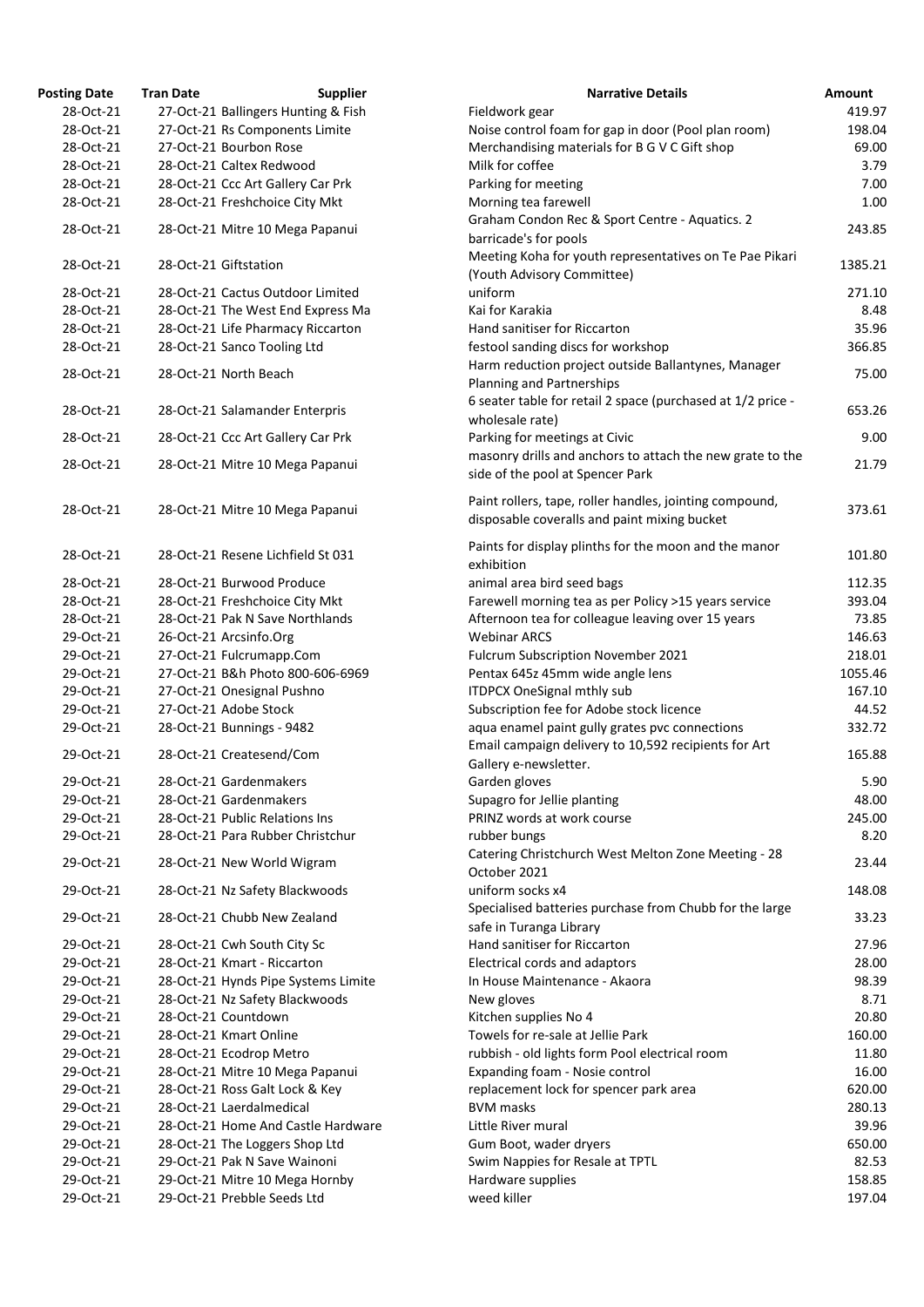| Posting Date | Tran Date | Supplier | Narrative Details | Amount |
|---|---|---|---|---|
| 28-Oct-21 | 27-Oct-21 | Ballingers Hunting & Fish | Fieldwork gear | 419.97 |
| 28-Oct-21 | 27-Oct-21 | Rs Components Limite | Noise control foam for gap in door (Pool plan room) | 198.04 |
| 28-Oct-21 | 27-Oct-21 | Bourbon Rose | Merchandising materials for B G V C Gift shop | 69.00 |
| 28-Oct-21 | 28-Oct-21 | Caltex Redwood | Milk for coffee | 3.79 |
| 28-Oct-21 | 28-Oct-21 | Ccc Art Gallery Car Prk | Parking for meeting | 7.00 |
| 28-Oct-21 | 28-Oct-21 | Freshchoice City Mkt | Morning tea farewell | 1.00 |
| 28-Oct-21 | 28-Oct-21 | Mitre 10 Mega Papanui | Graham Condon Rec & Sport Centre - Aquatics. 2 barricade's for pools | 243.85 |
| 28-Oct-21 | 28-Oct-21 | Giftstation | Meeting Koha for youth representatives on Te Pae Pikari (Youth Advisory Committee) | 1385.21 |
| 28-Oct-21 | 28-Oct-21 | Cactus Outdoor Limited | uniform | 271.10 |
| 28-Oct-21 | 28-Oct-21 | The West End Express Ma | Kai for Karakia | 8.48 |
| 28-Oct-21 | 28-Oct-21 | Life Pharmacy Riccarton | Hand sanitiser for Riccarton | 35.96 |
| 28-Oct-21 | 28-Oct-21 | Sanco Tooling Ltd | festool sanding discs for workshop | 366.85 |
| 28-Oct-21 | 28-Oct-21 | North Beach | Harm reduction project outside Ballantynes, Manager Planning and Partnerships | 75.00 |
| 28-Oct-21 | 28-Oct-21 | Salamander Enterpris | 6 seater table for retail 2 space (purchased at 1/2 price - wholesale rate) | 653.26 |
| 28-Oct-21 | 28-Oct-21 | Ccc Art Gallery Car Prk | Parking for meetings at Civic | 9.00 |
| 28-Oct-21 | 28-Oct-21 | Mitre 10 Mega Papanui | masonry drills and anchors to attach the new grate to the side of the pool at Spencer Park | 21.79 |
| 28-Oct-21 | 28-Oct-21 | Mitre 10 Mega Papanui | Paint rollers, tape, roller handles, jointing compound, disposable coveralls and paint mixing bucket | 373.61 |
| 28-Oct-21 | 28-Oct-21 | Resene Lichfield St 031 | Paints for display plinths for the moon and the manor exhibition | 101.80 |
| 28-Oct-21 | 28-Oct-21 | Burwood Produce | animal area bird seed bags | 112.35 |
| 28-Oct-21 | 28-Oct-21 | Freshchoice City Mkt | Farewell morning tea as per Policy >15 years service | 393.04 |
| 28-Oct-21 | 28-Oct-21 | Pak N Save Northlands | Afternoon tea for colleague leaving over 15 years | 73.85 |
| 29-Oct-21 | 26-Oct-21 | Arcsinfo.Org | Webinar ARCS | 146.63 |
| 29-Oct-21 | 27-Oct-21 | Fulcrumapp.Com | Fulcrum Subscription November 2021 | 218.01 |
| 29-Oct-21 | 27-Oct-21 | B&h Photo 800-606-6969 | Pentax 645z 45mm wide angle lens | 1055.46 |
| 29-Oct-21 | 27-Oct-21 | Onesignal Pushno | ITDPCX OneSignal mthly sub | 167.10 |
| 29-Oct-21 | 27-Oct-21 | Adobe Stock | Subscription fee for Adobe stock licence | 44.52 |
| 29-Oct-21 | 28-Oct-21 | Bunnings - 9482 | aqua enamel paint gully grates pvc connections | 332.72 |
| 29-Oct-21 | 28-Oct-21 | Createsend/Com | Email campaign delivery to 10,592 recipients for Art Gallery e-newsletter. | 165.88 |
| 29-Oct-21 | 28-Oct-21 | Gardenmakers | Garden gloves | 5.90 |
| 29-Oct-21 | 28-Oct-21 | Gardenmakers | Supagro for Jellie planting | 48.00 |
| 29-Oct-21 | 28-Oct-21 | Public Relations Ins | PRINZ words at work course | 245.00 |
| 29-Oct-21 | 28-Oct-21 | Para Rubber Christchur | rubber bungs | 8.20 |
| 29-Oct-21 | 28-Oct-21 | New World Wigram | Catering Christchurch West Melton Zone Meeting - 28 October 2021 | 23.44 |
| 29-Oct-21 | 28-Oct-21 | Nz Safety Blackwoods | uniform socks x4 | 148.08 |
| 29-Oct-21 | 28-Oct-21 | Chubb New Zealand | Specialised batteries purchase from Chubb for the large safe in Turanga Library | 33.23 |
| 29-Oct-21 | 28-Oct-21 | Cwh South City Sc | Hand sanitiser for Riccarton | 27.96 |
| 29-Oct-21 | 28-Oct-21 | Kmart - Riccarton | Electrical cords and adaptors | 28.00 |
| 29-Oct-21 | 28-Oct-21 | Hynds Pipe Systems Limite | In House Maintenance - Akaora | 98.39 |
| 29-Oct-21 | 28-Oct-21 | Nz Safety Blackwoods | New gloves | 8.71 |
| 29-Oct-21 | 28-Oct-21 | Countdown | Kitchen supplies No 4 | 20.80 |
| 29-Oct-21 | 28-Oct-21 | Kmart Online | Towels for re-sale at Jellie Park | 160.00 |
| 29-Oct-21 | 28-Oct-21 | Ecodrop Metro | rubbish - old lights form Pool electrical room | 11.80 |
| 29-Oct-21 | 28-Oct-21 | Mitre 10 Mega Papanui | Expanding foam - Nosie control | 16.00 |
| 29-Oct-21 | 28-Oct-21 | Ross Galt Lock & Key | replacement lock for spencer park area | 620.00 |
| 29-Oct-21 | 28-Oct-21 | Laerdalmedical | BVM masks | 280.13 |
| 29-Oct-21 | 28-Oct-21 | Home And Castle Hardware | Little River mural | 39.96 |
| 29-Oct-21 | 28-Oct-21 | The Loggers Shop Ltd | Gum Boot, wader dryers | 650.00 |
| 29-Oct-21 | 29-Oct-21 | Pak N Save Wainoni | Swim Nappies for Resale at TPTL | 82.53 |
| 29-Oct-21 | 29-Oct-21 | Mitre 10 Mega Hornby | Hardware supplies | 158.85 |
| 29-Oct-21 | 29-Oct-21 | Prebble Seeds Ltd | weed killer | 197.04 |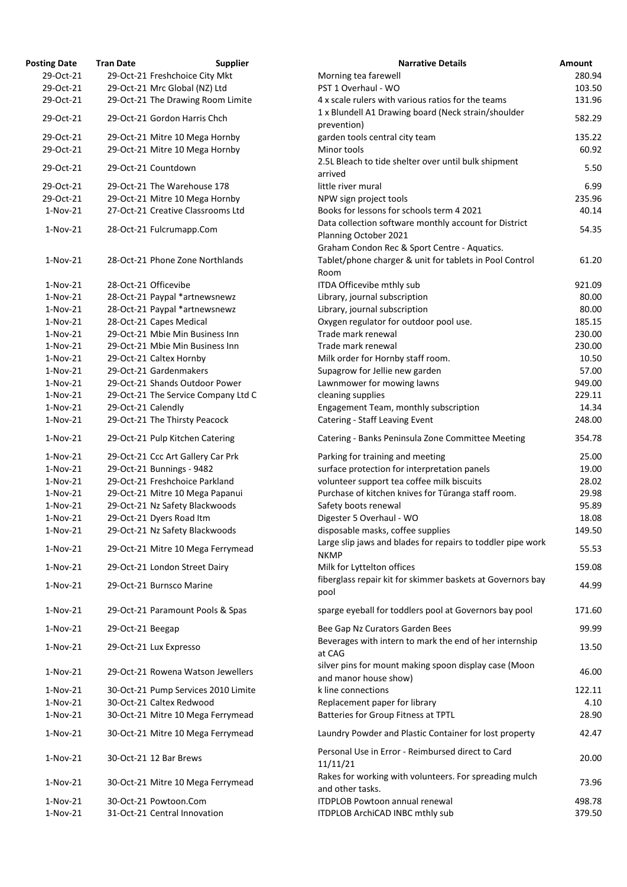| Posting Date | Tran Date | Supplier | Narrative Details | Amount |
|---|---|---|---|---|
| 29-Oct-21 | 29-Oct-21 | Freshchoice City Mkt | Morning tea farewell | 280.94 |
| 29-Oct-21 | 29-Oct-21 | Mrc Global (NZ) Ltd | PST 1 Overhaul - WO | 103.50 |
| 29-Oct-21 | 29-Oct-21 | The Drawing Room Limite | 4 x scale rulers with various ratios for the teams | 131.96 |
| 29-Oct-21 | 29-Oct-21 | Gordon Harris Chch | 1 x Blundell A1 Drawing board (Neck strain/shoulder prevention) | 582.29 |
| 29-Oct-21 | 29-Oct-21 | Mitre 10 Mega Hornby | garden tools central city team | 135.22 |
| 29-Oct-21 | 29-Oct-21 | Mitre 10 Mega Hornby | Minor tools | 60.92 |
| 29-Oct-21 | 29-Oct-21 | Countdown | 2.5L Bleach to tide shelter over until bulk shipment arrived | 5.50 |
| 29-Oct-21 | 29-Oct-21 | The Warehouse 178 | little river mural | 6.99 |
| 29-Oct-21 | 29-Oct-21 | Mitre 10 Mega Hornby | NPW sign project tools | 235.96 |
| 1-Nov-21 | 27-Oct-21 | Creative Classrooms Ltd | Books for lessons for schools term 4 2021 | 40.14 |
| 1-Nov-21 | 28-Oct-21 | Fulcrumapp.Com | Data collection software monthly account for District Planning October 2021 | 54.35 |
| 1-Nov-21 | 28-Oct-21 | Phone Zone Northlands | Graham Condon Rec & Sport Centre - Aquatics. Tablet/phone charger & unit for tablets in Pool Control Room | 61.20 |
| 1-Nov-21 | 28-Oct-21 | Officevibe | ITDA Officevibe mthly sub | 921.09 |
| 1-Nov-21 | 28-Oct-21 | Paypal *artnewsnewz | Library, journal subscription | 80.00 |
| 1-Nov-21 | 28-Oct-21 | Paypal *artnewsnewz | Library, journal subscription | 80.00 |
| 1-Nov-21 | 28-Oct-21 | Capes Medical | Oxygen regulator for outdoor pool use. | 185.15 |
| 1-Nov-21 | 29-Oct-21 | Mbie Min Business Inn | Trade mark renewal | 230.00 |
| 1-Nov-21 | 29-Oct-21 | Mbie Min Business Inn | Trade mark renewal | 230.00 |
| 1-Nov-21 | 29-Oct-21 | Caltex Hornby | Milk order for Hornby staff room. | 10.50 |
| 1-Nov-21 | 29-Oct-21 | Gardenmakers | Supagrow for Jellie new garden | 57.00 |
| 1-Nov-21 | 29-Oct-21 | Shands Outdoor Power | Lawnmower for mowing lawns | 949.00 |
| 1-Nov-21 | 29-Oct-21 | The Service Company Ltd C | cleaning supplies | 229.11 |
| 1-Nov-21 | 29-Oct-21 | Calendly | Engagement Team, monthly subscription | 14.34 |
| 1-Nov-21 | 29-Oct-21 | The Thirsty Peacock | Catering - Staff Leaving Event | 248.00 |
| 1-Nov-21 | 29-Oct-21 | Pulp Kitchen Catering | Catering - Banks Peninsula Zone Committee Meeting | 354.78 |
| 1-Nov-21 | 29-Oct-21 | Ccc Art Gallery Car Prk | Parking for training and meeting | 25.00 |
| 1-Nov-21 | 29-Oct-21 | Bunnings - 9482 | surface protection for interpretation panels | 19.00 |
| 1-Nov-21 | 29-Oct-21 | Freshchoice Parkland | volunteer support tea coffee milk biscuits | 28.02 |
| 1-Nov-21 | 29-Oct-21 | Mitre 10 Mega Papanui | Purchase of kitchen knives for Tūranga staff room. | 29.98 |
| 1-Nov-21 | 29-Oct-21 | Nz Safety Blackwoods | Safety boots renewal | 95.89 |
| 1-Nov-21 | 29-Oct-21 | Dyers Road Itm | Digester 5 Overhaul - WO | 18.08 |
| 1-Nov-21 | 29-Oct-21 | Nz Safety Blackwoods | disposable masks, coffee supplies | 149.50 |
| 1-Nov-21 | 29-Oct-21 | Mitre 10 Mega Ferrymead | Large slip jaws and blades for repairs to toddler pipe work NKMP | 55.53 |
| 1-Nov-21 | 29-Oct-21 | London Street Dairy | Milk for Lyttelton offices | 159.08 |
| 1-Nov-21 | 29-Oct-21 | Burnsco Marine | fiberglass repair kit for skimmer baskets at Governors bay pool | 44.99 |
| 1-Nov-21 | 29-Oct-21 | Paramount Pools & Spas | sparge eyeball for toddlers pool at Governors bay pool | 171.60 |
| 1-Nov-21 | 29-Oct-21 | Beegap | Bee Gap Nz Curators Garden Bees | 99.99 |
| 1-Nov-21 | 29-Oct-21 | Lux Expresso | Beverages with intern to mark the end of her internship at CAG | 13.50 |
| 1-Nov-21 | 29-Oct-21 | Rowena Watson Jewellers | silver pins for mount making spoon display case (Moon and manor house show) | 46.00 |
| 1-Nov-21 | 30-Oct-21 | Pump Services 2010 Limite | k line connections | 122.11 |
| 1-Nov-21 | 30-Oct-21 | Caltex Redwood | Replacement paper for library | 4.10 |
| 1-Nov-21 | 30-Oct-21 | Mitre 10 Mega Ferrymead | Batteries for Group Fitness at TPTL | 28.90 |
| 1-Nov-21 | 30-Oct-21 | Mitre 10 Mega Ferrymead | Laundry Powder and Plastic Container for lost property | 42.47 |
| 1-Nov-21 | 30-Oct-21 | 12 Bar Brews | Personal Use in Error - Reimbursed direct to Card 11/11/21 | 20.00 |
| 1-Nov-21 | 30-Oct-21 | Mitre 10 Mega Ferrymead | Rakes for working with volunteers. For spreading mulch and other tasks. | 73.96 |
| 1-Nov-21 | 30-Oct-21 | Powtoon.Com | ITDPLOB Powtoon annual renewal | 498.78 |
| 1-Nov-21 | 31-Oct-21 | Central Innovation | ITDPLOB ArchiCAD INBC mthly sub | 379.50 |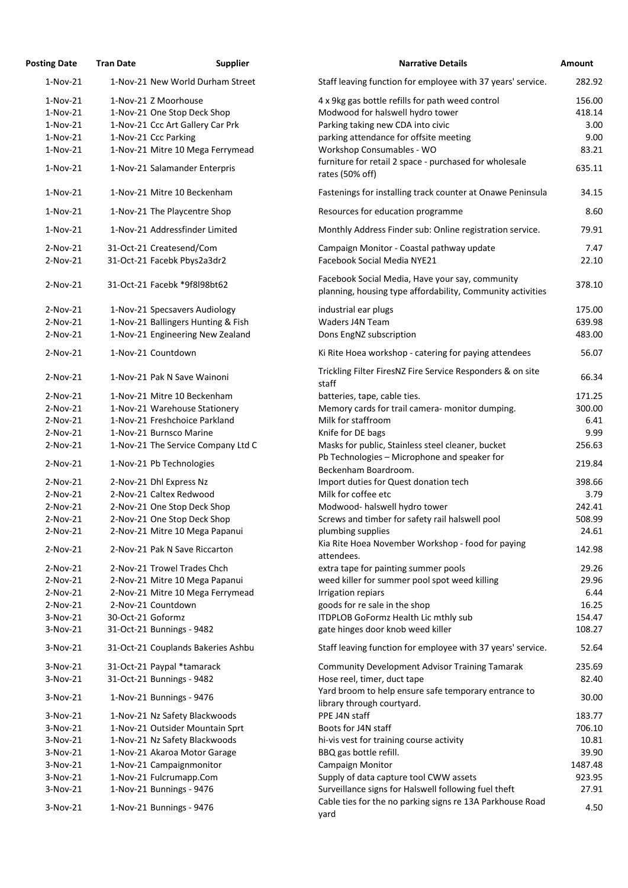| Posting Date | Tran Date | Supplier | Narrative Details | Amount |
|---|---|---|---|---|
| 1-Nov-21 | 1-Nov-21 | New World Durham Street | Staff leaving function for employee with 37 years' service. | 282.92 |
| 1-Nov-21 | 1-Nov-21 | Z Moorhouse | 4 x 9kg gas bottle refills for path weed control | 156.00 |
| 1-Nov-21 | 1-Nov-21 | One Stop Deck Shop | Modwood for halswell hydro tower | 418.14 |
| 1-Nov-21 | 1-Nov-21 | Ccc Art Gallery Car Prk | Parking taking new CDA into civic | 3.00 |
| 1-Nov-21 | 1-Nov-21 | Ccc Parking | parking attendance for offsite meeting | 9.00 |
| 1-Nov-21 | 1-Nov-21 | Mitre 10 Mega Ferrymead | Workshop Consumables - WO | 83.21 |
| 1-Nov-21 | 1-Nov-21 | Salamander Enterpris | furniture for retail 2 space - purchased for wholesale rates (50% off) | 635.11 |
| 1-Nov-21 | 1-Nov-21 | Mitre 10 Beckenham | Fastenings for installing track counter at Onawe Peninsula | 34.15 |
| 1-Nov-21 | 1-Nov-21 | The Playcentre Shop | Resources for education programme | 8.60 |
| 1-Nov-21 | 1-Nov-21 | Addressfinder Limited | Monthly Address Finder sub: Online registration service. | 79.91 |
| 2-Nov-21 | 31-Oct-21 | Createsend/Com | Campaign Monitor - Coastal pathway update | 7.47 |
| 2-Nov-21 | 31-Oct-21 | Facebk Pbys2a3dr2 | Facebook Social Media NYE21 | 22.10 |
| 2-Nov-21 | 31-Oct-21 | Facebk *9f8l98bt62 | Facebook Social Media, Have your say, community planning, housing type affordability, Community activities | 378.10 |
| 2-Nov-21 | 1-Nov-21 | Specsavers Audiology | industrial ear plugs | 175.00 |
| 2-Nov-21 | 1-Nov-21 | Ballingers Hunting & Fish | Waders J4N Team | 639.98 |
| 2-Nov-21 | 1-Nov-21 | Engineering New Zealand | Dons EngNZ subscription | 483.00 |
| 2-Nov-21 | 1-Nov-21 | Countdown | Ki Rite Hoea workshop - catering for paying attendees | 56.07 |
| 2-Nov-21 | 1-Nov-21 | Pak N Save Wainoni | Trickling Filter FiresNZ Fire Service Responders & on site staff | 66.34 |
| 2-Nov-21 | 1-Nov-21 | Mitre 10 Beckenham | batteries, tape, cable ties. | 171.25 |
| 2-Nov-21 | 1-Nov-21 | Warehouse Stationery | Memory cards for trail camera- monitor dumping. | 300.00 |
| 2-Nov-21 | 1-Nov-21 | Freshchoice Parkland | Milk for staffroom | 6.41 |
| 2-Nov-21 | 1-Nov-21 | Burnsco Marine | Knife for DE bags | 9.99 |
| 2-Nov-21 | 1-Nov-21 | The Service Company Ltd C | Masks for public, Stainless steel cleaner, bucket | 256.63 |
| 2-Nov-21 | 1-Nov-21 | Pb Technologies | Pb Technologies – Microphone and speaker for Beckenham Boardroom. | 219.84 |
| 2-Nov-21 | 2-Nov-21 | Dhl Express Nz | Import duties for Quest donation tech | 398.66 |
| 2-Nov-21 | 2-Nov-21 | Caltex Redwood | Milk for coffee etc | 3.79 |
| 2-Nov-21 | 2-Nov-21 | One Stop Deck Shop | Modwood- halswell hydro tower | 242.41 |
| 2-Nov-21 | 2-Nov-21 | One Stop Deck Shop | Screws and timber for safety rail halswell pool | 508.99 |
| 2-Nov-21 | 2-Nov-21 | Mitre 10 Mega Papanui | plumbing supplies | 24.61 |
| 2-Nov-21 | 2-Nov-21 | Pak N Save Riccarton | Kia Rite Hoea November Workshop - food for paying attendees. | 142.98 |
| 2-Nov-21 | 2-Nov-21 | Trowel Trades Chch | extra tape for painting summer pools | 29.26 |
| 2-Nov-21 | 2-Nov-21 | Mitre 10 Mega Papanui | weed killer for summer pool spot weed killing | 29.96 |
| 2-Nov-21 | 2-Nov-21 | Mitre 10 Mega Ferrymead | Irrigation repairs | 6.44 |
| 2-Nov-21 | 2-Nov-21 | Countdown | goods for re sale in the shop | 16.25 |
| 3-Nov-21 | 30-Oct-21 | Goformz | ITDPLOB GoFormz Health Lic mthly sub | 154.47 |
| 3-Nov-21 | 31-Oct-21 | Bunnings - 9482 | gate hinges door knob weed killer | 108.27 |
| 3-Nov-21 | 31-Oct-21 | Couplands Bakeries Ashbu | Staff leaving function for employee with 37 years' service. | 52.64 |
| 3-Nov-21 | 31-Oct-21 | Paypal *tamarack | Community Development Advisor Training Tamarak | 235.69 |
| 3-Nov-21 | 31-Oct-21 | Bunnings - 9482 | Hose reel, timer, duct tape | 82.40 |
| 3-Nov-21 | 1-Nov-21 | Bunnings - 9476 | Yard broom to help ensure safe temporary entrance to library through courtyard. | 30.00 |
| 3-Nov-21 | 1-Nov-21 | Nz Safety Blackwoods | PPE J4N staff | 183.77 |
| 3-Nov-21 | 1-Nov-21 | Outsider Mountain Sprt | Boots for J4N staff | 706.10 |
| 3-Nov-21 | 1-Nov-21 | Nz Safety Blackwoods | hi-vis vest for training course activity | 10.81 |
| 3-Nov-21 | 1-Nov-21 | Akaroa Motor Garage | BBQ gas bottle refill. | 39.90 |
| 3-Nov-21 | 1-Nov-21 | Campaignmonitor | Campaign Monitor | 1487.48 |
| 3-Nov-21 | 1-Nov-21 | Fulcrumapp.Com | Supply of data capture tool CWW assets | 923.95 |
| 3-Nov-21 | 1-Nov-21 | Bunnings - 9476 | Surveillance signs for Halswell following fuel theft | 27.91 |
| 3-Nov-21 | 1-Nov-21 | Bunnings - 9476 | Cable ties for the no parking signs re 13A Parkhouse Road yard | 4.50 |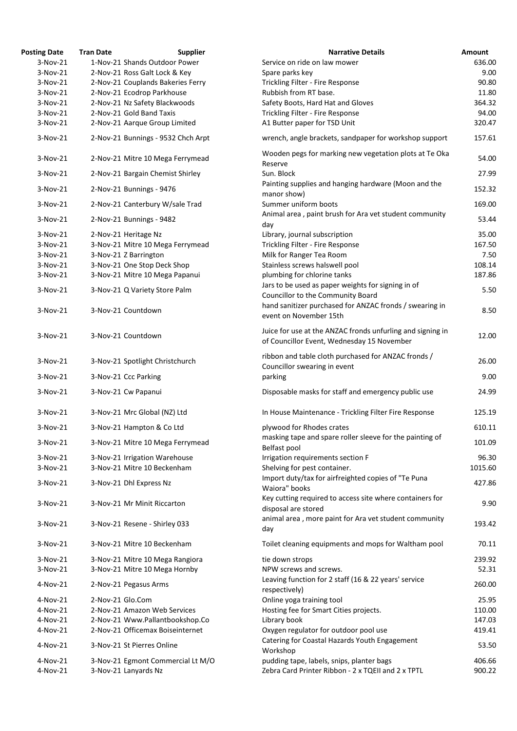| Posting Date | Tran Date | Supplier | Narrative Details | Amount |
|---|---|---|---|---|
| 3-Nov-21 | 1-Nov-21 | Shands Outdoor Power | Service on ride on law mower | 636.00 |
| 3-Nov-21 | 2-Nov-21 | Ross Galt Lock & Key | Spare parks key | 9.00 |
| 3-Nov-21 | 2-Nov-21 | Couplands Bakeries Ferry | Trickling Filter - Fire Response | 90.80 |
| 3-Nov-21 | 2-Nov-21 | Ecodrop Parkhouse | Rubbish from RT base. | 11.80 |
| 3-Nov-21 | 2-Nov-21 | Nz Safety Blackwoods | Safety Boots, Hard Hat and Gloves | 364.32 |
| 3-Nov-21 | 2-Nov-21 | Gold Band Taxis | Trickling Filter - Fire Response | 94.00 |
| 3-Nov-21 | 2-Nov-21 | Aarque Group Limited | A1 Butter paper for TSD Unit | 320.47 |
| 3-Nov-21 | 2-Nov-21 | Bunnings - 9532 Chch Arpt | wrench, angle brackets, sandpaper for workshop support | 157.61 |
| 3-Nov-21 | 2-Nov-21 | Mitre 10 Mega Ferrymead | Wooden pegs for marking new vegetation plots at Te Oka Reserve | 54.00 |
| 3-Nov-21 | 2-Nov-21 | Bargain Chemist Shirley | Sun. Block | 27.99 |
| 3-Nov-21 | 2-Nov-21 | Bunnings - 9476 | Painting supplies and hanging hardware (Moon and the manor show) | 152.32 |
| 3-Nov-21 | 2-Nov-21 | Canterbury W/sale Trad | Summer uniform boots | 169.00 |
| 3-Nov-21 | 2-Nov-21 | Bunnings - 9482 | Animal area , paint brush for Ara vet student community day | 53.44 |
| 3-Nov-21 | 2-Nov-21 | Heritage Nz | Library, journal subscription | 35.00 |
| 3-Nov-21 | 3-Nov-21 | Mitre 10 Mega Ferrymead | Trickling Filter - Fire Response | 167.50 |
| 3-Nov-21 | 3-Nov-21 | Z Barrington | Milk for Ranger Tea Room | 7.50 |
| 3-Nov-21 | 3-Nov-21 | One Stop Deck Shop | Stainless screws halswell pool | 108.14 |
| 3-Nov-21 | 3-Nov-21 | Mitre 10 Mega Papanui | plumbing for chlorine tanks | 187.86 |
| 3-Nov-21 | 3-Nov-21 | Q Variety Store Palm | Jars to be used as paper weights for signing in of Councillor to the Community Board | 5.50 |
| 3-Nov-21 | 3-Nov-21 | Countdown | hand sanitizer purchased for ANZAC fronds / swearing in event on November 15th | 8.50 |
| 3-Nov-21 | 3-Nov-21 | Countdown | Juice for use at the ANZAC fronds unfurling and signing in of Councillor Event, Wednesday 15 November | 12.00 |
| 3-Nov-21 | 3-Nov-21 | Spotlight Christchurch | ribbon and table cloth purchased for ANZAC fronds / Councillor swearing in event | 26.00 |
| 3-Nov-21 | 3-Nov-21 | Ccc Parking | parking | 9.00 |
| 3-Nov-21 | 3-Nov-21 | Cw Papanui | Disposable masks for staff and emergency public use | 24.99 |
| 3-Nov-21 | 3-Nov-21 | Mrc Global (NZ) Ltd | In House Maintenance - Trickling Filter Fire Response | 125.19 |
| 3-Nov-21 | 3-Nov-21 | Hampton & Co Ltd | plywood for Rhodes crates | 610.11 |
| 3-Nov-21 | 3-Nov-21 | Mitre 10 Mega Ferrymead | masking tape and spare roller sleeve for the painting of Belfast pool | 101.09 |
| 3-Nov-21 | 3-Nov-21 | Irrigation Warehouse | Irrigation requirements section F | 96.30 |
| 3-Nov-21 | 3-Nov-21 | Mitre 10 Beckenham | Shelving for pest container. | 1015.60 |
| 3-Nov-21 | 3-Nov-21 | Dhl Express Nz | Import duty/tax for airfreighted copies of "Te Puna Waiora" books | 427.86 |
| 3-Nov-21 | 3-Nov-21 | Mr Minit Riccarton | Key cutting required to access site where containers for disposal are stored | 9.90 |
| 3-Nov-21 | 3-Nov-21 | Resene - Shirley 033 | animal area , more paint for Ara vet student community day | 193.42 |
| 3-Nov-21 | 3-Nov-21 | Mitre 10 Beckenham | Toilet cleaning equipments and mops for Waltham pool | 70.11 |
| 3-Nov-21 | 3-Nov-21 | Mitre 10 Mega Rangiora | tie down strops | 239.92 |
| 3-Nov-21 | 3-Nov-21 | Mitre 10 Mega Hornby | NPW screws and screws. | 52.31 |
| 4-Nov-21 | 2-Nov-21 | Pegasus Arms | Leaving function for 2 staff (16 & 22 years' service respectively) | 260.00 |
| 4-Nov-21 | 2-Nov-21 | Glo.Com | Online yoga training tool | 25.95 |
| 4-Nov-21 | 2-Nov-21 | Amazon Web Services | Hosting fee for Smart Cities projects. | 110.00 |
| 4-Nov-21 | 2-Nov-21 | Www.Pallantbookshop.Co | Library book | 147.03 |
| 4-Nov-21 | 2-Nov-21 | Officemax Boiseinternet | Oxygen regulator for outdoor pool use | 419.41 |
| 4-Nov-21 | 3-Nov-21 | St Pierres Online | Catering for Coastal Hazards Youth Engagement Workshop | 53.50 |
| 4-Nov-21 | 3-Nov-21 | Egmont Commercial Lt M/O | pudding tape, labels, snips, planter bags | 406.66 |
| 4-Nov-21 | 3-Nov-21 | Lanyards Nz | Zebra Card Printer Ribbon - 2 x TQEII and 2 x TPTL | 900.22 |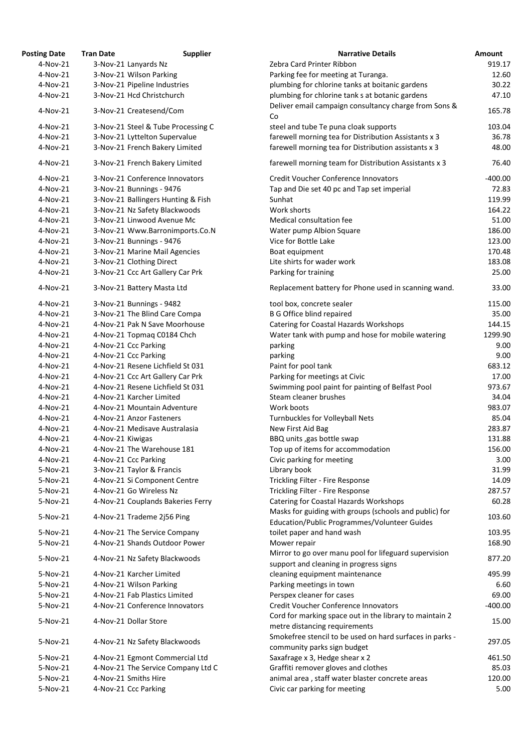| Posting Date | Tran Date | Supplier | Narrative Details | Amount |
|---|---|---|---|---|
| 4-Nov-21 | 3-Nov-21 | Lanyards Nz | Zebra Card Printer Ribbon | 919.17 |
| 4-Nov-21 | 3-Nov-21 | Wilson Parking | Parking fee for meeting at Turanga. | 12.60 |
| 4-Nov-21 | 3-Nov-21 | Pipeline Industries | plumbing for chlorine tanks at boitanic gardens | 30.22 |
| 4-Nov-21 | 3-Nov-21 | Hcd Christchurch | plumbing for chlorine tank s at botanic gardens | 47.10 |
| 4-Nov-21 | 3-Nov-21 | Createsend/Com | Deliver email campaign consultancy charge from Sons & Co | 165.78 |
| 4-Nov-21 | 3-Nov-21 | Steel & Tube Processing C | steel and tube Te puna cloak supports | 103.04 |
| 4-Nov-21 | 3-Nov-21 | Lyttelton Supervalue | farewell morning tea for Distribution Assistants x 3 | 36.78 |
| 4-Nov-21 | 3-Nov-21 | French Bakery Limited | farewell morning tea for Distribution assistants x 3 | 48.00 |
| 4-Nov-21 | 3-Nov-21 | French Bakery Limited | farewell morning team for Distribution Assistants x 3 | 76.40 |
| 4-Nov-21 | 3-Nov-21 | Conference Innovators | Credit Voucher Conference Innovators | -400.00 |
| 4-Nov-21 | 3-Nov-21 | Bunnings - 9476 | Tap and Die set 40 pc and Tap set imperial | 72.83 |
| 4-Nov-21 | 3-Nov-21 | Ballingers Hunting & Fish | Sunhat | 119.99 |
| 4-Nov-21 | 3-Nov-21 | Nz Safety Blackwoods | Work shorts | 164.22 |
| 4-Nov-21 | 3-Nov-21 | Linwood Avenue Mc | Medical consultation fee | 51.00 |
| 4-Nov-21 | 3-Nov-21 | Www.Barronimports.Co.N | Water pump Albion Square | 186.00 |
| 4-Nov-21 | 3-Nov-21 | Bunnings - 9476 | Vice for Bottle Lake | 123.00 |
| 4-Nov-21 | 3-Nov-21 | Marine Mail Agencies | Boat equipment | 170.48 |
| 4-Nov-21 | 3-Nov-21 | Clothing Direct | Lite shirts for wader work | 183.08 |
| 4-Nov-21 | 3-Nov-21 | Ccc Art Gallery Car Prk | Parking for training | 25.00 |
| 4-Nov-21 | 3-Nov-21 | Battery Masta Ltd | Replacement battery for Phone used in scanning wand. | 33.00 |
| 4-Nov-21 | 3-Nov-21 | Bunnings - 9482 | tool box, concrete sealer | 115.00 |
| 4-Nov-21 | 3-Nov-21 | The Blind Care Compa | B G Office blind repaired | 35.00 |
| 4-Nov-21 | 4-Nov-21 | Pak N Save Moorhouse | Catering for Coastal Hazards Workshops | 144.15 |
| 4-Nov-21 | 4-Nov-21 | Topmaq C0184 Chch | Water tank with pump and hose for mobile watering | 1299.90 |
| 4-Nov-21 | 4-Nov-21 | Ccc Parking | parking | 9.00 |
| 4-Nov-21 | 4-Nov-21 | Ccc Parking | parking | 9.00 |
| 4-Nov-21 | 4-Nov-21 | Resene Lichfield St 031 | Paint for pool tank | 683.12 |
| 4-Nov-21 | 4-Nov-21 | Ccc Art Gallery Car Prk | Parking for meetings at Civic | 17.00 |
| 4-Nov-21 | 4-Nov-21 | Resene Lichfield St 031 | Swimming pool paint for painting of Belfast Pool | 973.67 |
| 4-Nov-21 | 4-Nov-21 | Karcher Limited | Steam cleaner brushes | 34.04 |
| 4-Nov-21 | 4-Nov-21 | Mountain Adventure | Work boots | 983.07 |
| 4-Nov-21 | 4-Nov-21 | Anzor Fasteners | Turnbuckles for Volleyball Nets | 85.04 |
| 4-Nov-21 | 4-Nov-21 | Medisave Australasia | New First Aid Bag | 283.87 |
| 4-Nov-21 | 4-Nov-21 | Kiwigas | BBQ units ,gas bottle swap | 131.88 |
| 4-Nov-21 | 4-Nov-21 | The Warehouse 181 | Top up of items for accommodation | 156.00 |
| 4-Nov-21 | 4-Nov-21 | Ccc Parking | Civic parking for meeting | 3.00 |
| 5-Nov-21 | 3-Nov-21 | Taylor & Francis | Library book | 31.99 |
| 5-Nov-21 | 4-Nov-21 | Si Component Centre | Trickling Filter - Fire Response | 14.09 |
| 5-Nov-21 | 4-Nov-21 | Go Wireless Nz | Trickling Filter - Fire Response | 287.57 |
| 5-Nov-21 | 4-Nov-21 | Couplands Bakeries Ferry | Catering for Coastal Hazards Workshops | 60.28 |
| 5-Nov-21 | 4-Nov-21 | Trademe 2j56 Ping | Masks for guiding with groups (schools and public) for Education/Public Programmes/Volunteer Guides | 103.60 |
| 5-Nov-21 | 4-Nov-21 | The Service Company | toilet paper and hand wash | 103.95 |
| 5-Nov-21 | 4-Nov-21 | Shands Outdoor Power | Mower repair | 168.90 |
| 5-Nov-21 | 4-Nov-21 | Nz Safety Blackwoods | Mirror to go over manu pool for lifeguard supervision support and cleaning in progress signs | 877.20 |
| 5-Nov-21 | 4-Nov-21 | Karcher Limited | cleaning equipment maintenance | 495.99 |
| 5-Nov-21 | 4-Nov-21 | Wilson Parking | Parking meetings in town | 6.60 |
| 5-Nov-21 | 4-Nov-21 | Fab Plastics Limited | Perspex cleaner for cases | 69.00 |
| 5-Nov-21 | 4-Nov-21 | Conference Innovators | Credit Voucher Conference Innovators | -400.00 |
| 5-Nov-21 | 4-Nov-21 | Dollar Store | Cord for marking space out in the library to maintain 2 metre distancing requirements | 15.00 |
| 5-Nov-21 | 4-Nov-21 | Nz Safety Blackwoods | Smokefree stencil to be used on hard surfaces in parks - community parks sign budget | 297.05 |
| 5-Nov-21 | 4-Nov-21 | Egmont Commercial Ltd | Saxafrage x 3, Hedge shear x 2 | 461.50 |
| 5-Nov-21 | 4-Nov-21 | The Service Company Ltd C | Graffiti remover gloves and clothes | 85.03 |
| 5-Nov-21 | 4-Nov-21 | Smiths Hire | animal area , staff water blaster concrete areas | 120.00 |
| 5-Nov-21 | 4-Nov-21 | Ccc Parking | Civic car parking for meeting | 5.00 |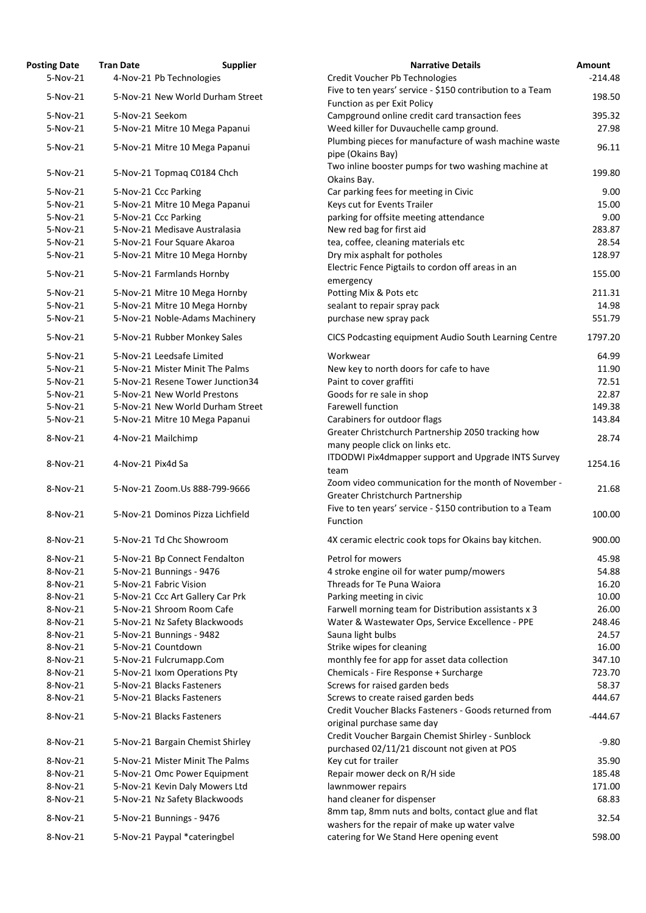| Posting Date | Tran Date | Supplier | Narrative Details | Amount |
|---|---|---|---|---|
| 5-Nov-21 | 4-Nov-21 | Pb Technologies | Credit Voucher Pb Technologies | -214.48 |
| 5-Nov-21 | 5-Nov-21 | New World Durham Street | Five to ten years' service - $150 contribution to a Team Function as per Exit Policy | 198.50 |
| 5-Nov-21 | 5-Nov-21 | Seekom | Campground online credit card transaction fees | 395.32 |
| 5-Nov-21 | 5-Nov-21 | Mitre 10 Mega Papanui | Weed killer for Duvauchelle camp ground. | 27.98 |
| 5-Nov-21 | 5-Nov-21 | Mitre 10 Mega Papanui | Plumbing pieces for manufacture of wash machine waste pipe (Okains Bay) | 96.11 |
| 5-Nov-21 | 5-Nov-21 | Topmaq C0184 Chch | Two inline booster pumps for two washing machine at Okains Bay. | 199.80 |
| 5-Nov-21 | 5-Nov-21 | Ccc Parking | Car parking fees for meeting in Civic | 9.00 |
| 5-Nov-21 | 5-Nov-21 | Mitre 10 Mega Papanui | Keys cut for Events Trailer | 15.00 |
| 5-Nov-21 | 5-Nov-21 | Ccc Parking | parking for offsite meeting attendance | 9.00 |
| 5-Nov-21 | 5-Nov-21 | Medisave Australasia | New red bag for first aid | 283.87 |
| 5-Nov-21 | 5-Nov-21 | Four Square Akaroa | tea, coffee, cleaning materials etc | 28.54 |
| 5-Nov-21 | 5-Nov-21 | Mitre 10 Mega Hornby | Dry mix asphalt for potholes | 128.97 |
| 5-Nov-21 | 5-Nov-21 | Farmlands Hornby | Electric Fence Pigtails to cordon off areas in an emergency | 155.00 |
| 5-Nov-21 | 5-Nov-21 | Mitre 10 Mega Hornby | Potting Mix & Pots etc | 211.31 |
| 5-Nov-21 | 5-Nov-21 | Mitre 10 Mega Hornby | sealant to repair spray pack | 14.98 |
| 5-Nov-21 | 5-Nov-21 | Noble-Adams Machinery | purchase new spray pack | 551.79 |
| 5-Nov-21 | 5-Nov-21 | Rubber Monkey Sales | CICS Podcasting equipment Audio South Learning Centre | 1797.20 |
| 5-Nov-21 | 5-Nov-21 | Leedsafe Limited | Workwear | 64.99 |
| 5-Nov-21 | 5-Nov-21 | Mister Minit The Palms | New key to north doors for cafe to have | 11.90 |
| 5-Nov-21 | 5-Nov-21 | Resene Tower Junction34 | Paint to cover graffiti | 72.51 |
| 5-Nov-21 | 5-Nov-21 | New World Prestons | Goods for re sale in shop | 22.87 |
| 5-Nov-21 | 5-Nov-21 | New World Durham Street | Farewell function | 149.38 |
| 5-Nov-21 | 5-Nov-21 | Mitre 10 Mega Papanui | Carabiners for outdoor flags | 143.84 |
| 8-Nov-21 | 4-Nov-21 | Mailchimp | Greater Christchurch Partnership 2050 tracking how many people click on links etc. | 28.74 |
| 8-Nov-21 | 4-Nov-21 | Pix4d Sa | ITDODWI Pix4dmapper support and Upgrade INTS Survey team | 1254.16 |
| 8-Nov-21 | 5-Nov-21 | Zoom.Us 888-799-9666 | Zoom video communication for the month of November - Greater Christchurch Partnership | 21.68 |
| 8-Nov-21 | 5-Nov-21 | Dominos Pizza Lichfield | Five to ten years' service - $150 contribution to a Team Function | 100.00 |
| 8-Nov-21 | 5-Nov-21 | Td Chc Showroom | 4X ceramic electric cook tops for Okains bay kitchen. | 900.00 |
| 8-Nov-21 | 5-Nov-21 | Bp Connect Fendalton | Petrol for mowers | 45.98 |
| 8-Nov-21 | 5-Nov-21 | Bunnings - 9476 | 4 stroke engine oil for water pump/mowers | 54.88 |
| 8-Nov-21 | 5-Nov-21 | Fabric Vision | Threads for Te Puna Waiora | 16.20 |
| 8-Nov-21 | 5-Nov-21 | Ccc Art Gallery Car Prk | Parking meeting in civic | 10.00 |
| 8-Nov-21 | 5-Nov-21 | Shroom Room Cafe | Farwell morning team for Distribution assistants x 3 | 26.00 |
| 8-Nov-21 | 5-Nov-21 | Nz Safety Blackwoods | Water & Wastewater Ops, Service Excellence - PPE | 248.46 |
| 8-Nov-21 | 5-Nov-21 | Bunnings - 9482 | Sauna light bulbs | 24.57 |
| 8-Nov-21 | 5-Nov-21 | Countdown | Strike wipes for cleaning | 16.00 |
| 8-Nov-21 | 5-Nov-21 | Fulcrumapp.Com | monthly fee for app for asset data collection | 347.10 |
| 8-Nov-21 | 5-Nov-21 | Ixom Operations Pty | Chemicals - Fire Response + Surcharge | 723.70 |
| 8-Nov-21 | 5-Nov-21 | Blacks Fasteners | Screws for raised garden beds | 58.37 |
| 8-Nov-21 | 5-Nov-21 | Blacks Fasteners | Screws to create raised garden beds | 444.67 |
| 8-Nov-21 | 5-Nov-21 | Blacks Fasteners | Credit Voucher Blacks Fasteners - Goods returned from original purchase same day | -444.67 |
| 8-Nov-21 | 5-Nov-21 | Bargain Chemist Shirley | Credit Voucher Bargain Chemist Shirley - Sunblock purchased 02/11/21 discount not given at POS | -9.80 |
| 8-Nov-21 | 5-Nov-21 | Mister Minit The Palms | Key cut for trailer | 35.90 |
| 8-Nov-21 | 5-Nov-21 | Omc Power Equipment | Repair mower deck on R/H side | 185.48 |
| 8-Nov-21 | 5-Nov-21 | Kevin Daly Mowers Ltd | lawnmower repairs | 171.00 |
| 8-Nov-21 | 5-Nov-21 | Nz Safety Blackwoods | hand cleaner for dispenser | 68.83 |
| 8-Nov-21 | 5-Nov-21 | Bunnings - 9476 | 8mm tap, 8mm nuts and bolts, contact glue and flat washers for the repair of make up water valve | 32.54 |
| 8-Nov-21 | 5-Nov-21 | Paypal *cateringbel | catering for We Stand Here opening event | 598.00 |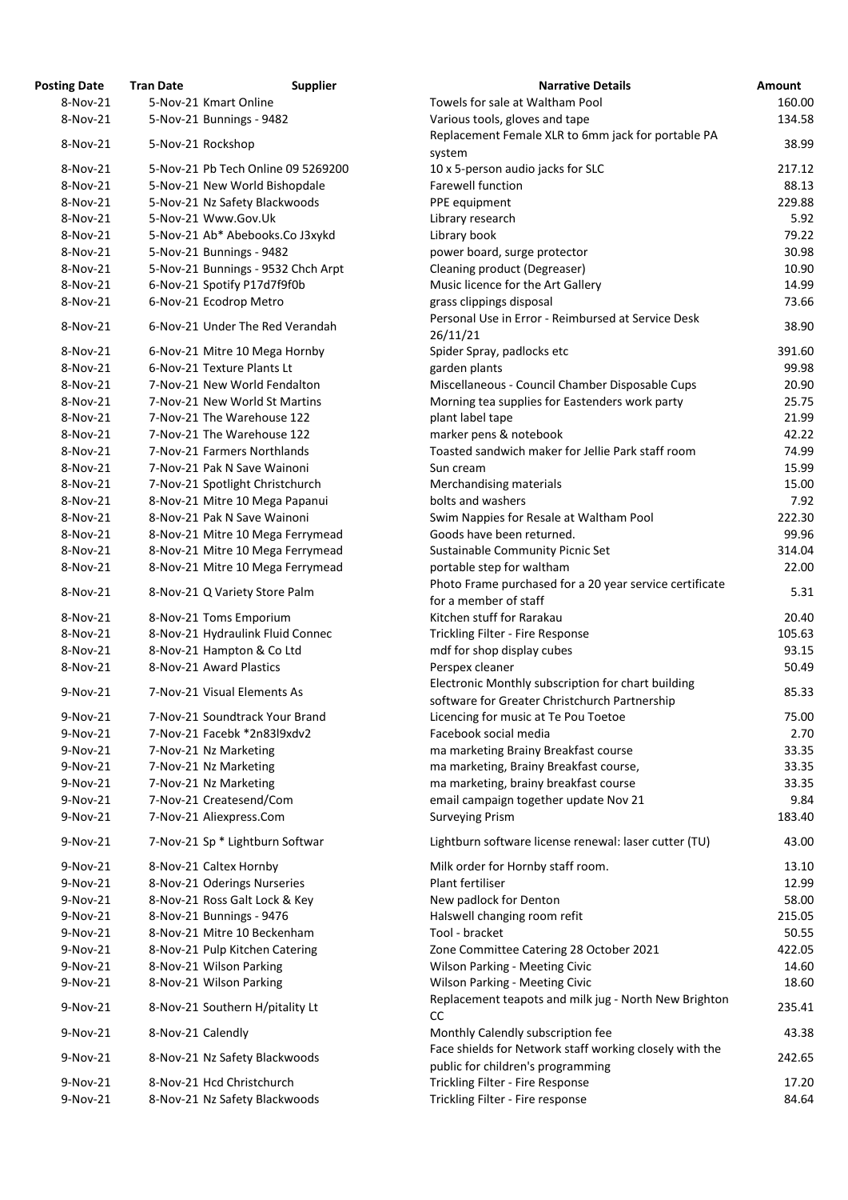| Posting Date | Tran Date | Supplier | Narrative Details | Amount |
|---|---|---|---|---|
| 8-Nov-21 | 5-Nov-21 | Kmart Online | Towels for sale at Waltham Pool | 160.00 |
| 8-Nov-21 | 5-Nov-21 | Bunnings - 9482 | Various tools, gloves and tape | 134.58 |
| 8-Nov-21 | 5-Nov-21 | Rockshop | Replacement Female XLR to 6mm jack for portable PA system | 38.99 |
| 8-Nov-21 | 5-Nov-21 | Pb Tech Online 09 5269200 | 10 x 5-person audio jacks for SLC | 217.12 |
| 8-Nov-21 | 5-Nov-21 | New World Bishopdale | Farewell function | 88.13 |
| 8-Nov-21 | 5-Nov-21 | Nz Safety Blackwoods | PPE equipment | 229.88 |
| 8-Nov-21 | 5-Nov-21 | Www.Gov.Uk | Library research | 5.92 |
| 8-Nov-21 | 5-Nov-21 | Ab* Abebooks.Co J3xykd | Library book | 79.22 |
| 8-Nov-21 | 5-Nov-21 | Bunnings - 9482 | power board, surge protector | 30.98 |
| 8-Nov-21 | 5-Nov-21 | Bunnings - 9532 Chch Arpt | Cleaning product (Degreaser) | 10.90 |
| 8-Nov-21 | 6-Nov-21 | Spotify P17d7f9f0b | Music licence for the Art Gallery | 14.99 |
| 8-Nov-21 | 6-Nov-21 | Ecodrop Metro | grass clippings disposal | 73.66 |
| 8-Nov-21 | 6-Nov-21 | Under The Red Verandah | Personal Use in Error - Reimbursed at Service Desk 26/11/21 | 38.90 |
| 8-Nov-21 | 6-Nov-21 | Mitre 10 Mega Hornby | Spider Spray, padlocks etc | 391.60 |
| 8-Nov-21 | 6-Nov-21 | Texture Plants Lt | garden plants | 99.98 |
| 8-Nov-21 | 7-Nov-21 | New World Fendalton | Miscellaneous - Council Chamber Disposable Cups | 20.90 |
| 8-Nov-21 | 7-Nov-21 | New World St Martins | Morning tea supplies for Eastenders work party | 25.75 |
| 8-Nov-21 | 7-Nov-21 | The Warehouse 122 | plant label tape | 21.99 |
| 8-Nov-21 | 7-Nov-21 | The Warehouse 122 | marker pens & notebook | 42.22 |
| 8-Nov-21 | 7-Nov-21 | Farmers Northlands | Toasted sandwich maker for Jellie Park staff room | 74.99 |
| 8-Nov-21 | 7-Nov-21 | Pak N Save Wainoni | Sun cream | 15.99 |
| 8-Nov-21 | 7-Nov-21 | Spotlight Christchurch | Merchandising materials | 15.00 |
| 8-Nov-21 | 8-Nov-21 | Mitre 10 Mega Papanui | bolts and washers | 7.92 |
| 8-Nov-21 | 8-Nov-21 | Pak N Save Wainoni | Swim Nappies for Resale at Waltham Pool | 222.30 |
| 8-Nov-21 | 8-Nov-21 | Mitre 10 Mega Ferrymead | Goods have been returned. | 99.96 |
| 8-Nov-21 | 8-Nov-21 | Mitre 10 Mega Ferrymead | Sustainable Community Picnic Set | 314.04 |
| 8-Nov-21 | 8-Nov-21 | Mitre 10 Mega Ferrymead | portable step for waltham | 22.00 |
| 8-Nov-21 | 8-Nov-21 | Q Variety Store Palm | Photo Frame purchased for a 20 year service certificate for a member of staff | 5.31 |
| 8-Nov-21 | 8-Nov-21 | Toms Emporium | Kitchen stuff for Rarakau | 20.40 |
| 8-Nov-21 | 8-Nov-21 | Hydraulink Fluid Connec | Trickling Filter - Fire Response | 105.63 |
| 8-Nov-21 | 8-Nov-21 | Hampton & Co Ltd | mdf for shop display cubes | 93.15 |
| 8-Nov-21 | 8-Nov-21 | Award Plastics | Perspex cleaner | 50.49 |
| 9-Nov-21 | 7-Nov-21 | Visual Elements As | Electronic Monthly subscription for chart building software for Greater Christchurch Partnership | 85.33 |
| 9-Nov-21 | 7-Nov-21 | Soundtrack Your Brand | Licencing for music at Te Pou Toetoe | 75.00 |
| 9-Nov-21 | 7-Nov-21 | Facebk *2n83l9xdv2 | Facebook social media | 2.70 |
| 9-Nov-21 | 7-Nov-21 | Nz Marketing | ma marketing Brainy Breakfast course | 33.35 |
| 9-Nov-21 | 7-Nov-21 | Nz Marketing | ma marketing, Brainy Breakfast course, | 33.35 |
| 9-Nov-21 | 7-Nov-21 | Nz Marketing | ma marketing, brainy breakfast course | 33.35 |
| 9-Nov-21 | 7-Nov-21 | Createsend/Com | email campaign together update Nov 21 | 9.84 |
| 9-Nov-21 | 7-Nov-21 | Aliexpress.Com | Surveying Prism | 183.40 |
| 9-Nov-21 | 7-Nov-21 | Sp * Lightburn Softwar | Lightburn software license renewal: laser cutter (TU) | 43.00 |
| 9-Nov-21 | 8-Nov-21 | Caltex Hornby | Milk order for Hornby staff room. | 13.10 |
| 9-Nov-21 | 8-Nov-21 | Oderings Nurseries | Plant fertiliser | 12.99 |
| 9-Nov-21 | 8-Nov-21 | Ross Galt Lock & Key | New padlock for Denton | 58.00 |
| 9-Nov-21 | 8-Nov-21 | Bunnings - 9476 | Halswell changing room refit | 215.05 |
| 9-Nov-21 | 8-Nov-21 | Mitre 10 Beckenham | Tool - bracket | 50.55 |
| 9-Nov-21 | 8-Nov-21 | Pulp Kitchen Catering | Zone Committee Catering 28 October 2021 | 422.05 |
| 9-Nov-21 | 8-Nov-21 | Wilson Parking | Wilson Parking - Meeting Civic | 14.60 |
| 9-Nov-21 | 8-Nov-21 | Wilson Parking | Wilson Parking - Meeting Civic | 18.60 |
| 9-Nov-21 | 8-Nov-21 | Southern H/pitality Lt | Replacement teapots and milk jug - North New Brighton CC | 235.41 |
| 9-Nov-21 | 8-Nov-21 | Calendly | Monthly Calendly subscription fee | 43.38 |
| 9-Nov-21 | 8-Nov-21 | Nz Safety Blackwoods | Face shields for Network staff working closely with the public for children's programming | 242.65 |
| 9-Nov-21 | 8-Nov-21 | Hcd Christchurch | Trickling Filter - Fire Response | 17.20 |
| 9-Nov-21 | 8-Nov-21 | Nz Safety Blackwoods | Trickling Filter - Fire response | 84.64 |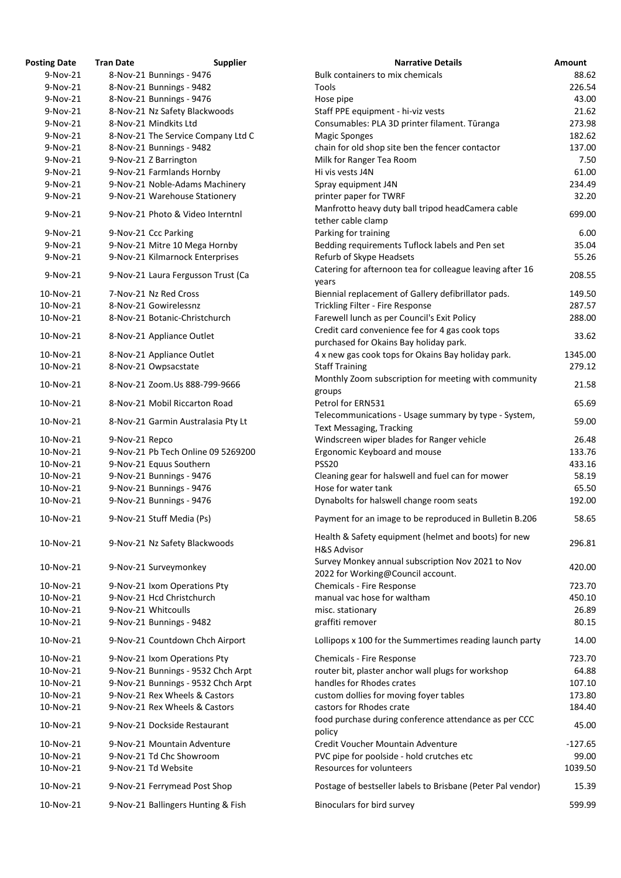| Posting Date | Tran Date | Supplier | Narrative Details | Amount |
|---|---|---|---|---|
| 9-Nov-21 | 8-Nov-21 | Bunnings - 9476 | Bulk containers to mix chemicals | 88.62 |
| 9-Nov-21 | 8-Nov-21 | Bunnings - 9482 | Tools | 226.54 |
| 9-Nov-21 | 8-Nov-21 | Bunnings - 9476 | Hose pipe | 43.00 |
| 9-Nov-21 | 8-Nov-21 | Nz Safety Blackwoods | Staff PPE equipment - hi-viz vests | 21.62 |
| 9-Nov-21 | 8-Nov-21 | Mindkits Ltd | Consumables: PLA 3D printer filament. Tūranga | 273.98 |
| 9-Nov-21 | 8-Nov-21 | The Service Company Ltd C | Magic Sponges | 182.62 |
| 9-Nov-21 | 8-Nov-21 | Bunnings - 9482 | chain for old shop site ben the fencer contactor | 137.00 |
| 9-Nov-21 | 9-Nov-21 | Z Barrington | Milk for Ranger Tea Room | 7.50 |
| 9-Nov-21 | 9-Nov-21 | Farmlands Hornby | Hi vis vests J4N | 61.00 |
| 9-Nov-21 | 9-Nov-21 | Noble-Adams Machinery | Spray equipment J4N | 234.49 |
| 9-Nov-21 | 9-Nov-21 | Warehouse Stationery | printer paper for TWRF | 32.20 |
| 9-Nov-21 | 9-Nov-21 | Photo & Video Interntnl | Manfrotto heavy duty ball tripod headCamera cable tether cable clamp | 699.00 |
| 9-Nov-21 | 9-Nov-21 | Ccc Parking | Parking for training | 6.00 |
| 9-Nov-21 | 9-Nov-21 | Mitre 10 Mega Hornby | Bedding requirements Tuflock labels and Pen set | 35.04 |
| 9-Nov-21 | 9-Nov-21 | Kilmarnock Enterprises | Refurb of Skype Headsets | 55.26 |
| 9-Nov-21 | 9-Nov-21 | Laura Fergusson Trust (Ca | Catering for afternoon tea for colleague leaving after 16 years | 208.55 |
| 10-Nov-21 | 7-Nov-21 | Nz Red Cross | Biennial replacement of Gallery defibrillator pads. | 149.50 |
| 10-Nov-21 | 8-Nov-21 | Gowirelessnz | Trickling Filter - Fire Response | 287.57 |
| 10-Nov-21 | 8-Nov-21 | Botanic-Christchurch | Farewell lunch as per Council's Exit Policy | 288.00 |
| 10-Nov-21 | 8-Nov-21 | Appliance Outlet | Credit card convenience fee for 4 gas cook tops purchased for Okains Bay holiday park. | 33.62 |
| 10-Nov-21 | 8-Nov-21 | Appliance Outlet | 4 x new gas cook tops for Okains Bay holiday park. | 1345.00 |
| 10-Nov-21 | 8-Nov-21 | Owpsacstate | Staff Training | 279.12 |
| 10-Nov-21 | 8-Nov-21 | Zoom.Us 888-799-9666 | Monthly Zoom subscription for meeting with community groups | 21.58 |
| 10-Nov-21 | 8-Nov-21 | Mobil Riccarton Road | Petrol for ERN531 | 65.69 |
| 10-Nov-21 | 8-Nov-21 | Garmin Australasia Pty Lt | Telecommunications - Usage summary by type - System, Text Messaging, Tracking | 59.00 |
| 10-Nov-21 | 9-Nov-21 | Repco | Windscreen wiper blades for Ranger vehicle | 26.48 |
| 10-Nov-21 | 9-Nov-21 | Pb Tech Online 09 5269200 | Ergonomic Keyboard and mouse | 133.76 |
| 10-Nov-21 | 9-Nov-21 | Equus Southern | PSS20 | 433.16 |
| 10-Nov-21 | 9-Nov-21 | Bunnings - 9476 | Cleaning gear for halswell and fuel can for mower | 58.19 |
| 10-Nov-21 | 9-Nov-21 | Bunnings - 9476 | Hose for water tank | 65.50 |
| 10-Nov-21 | 9-Nov-21 | Bunnings - 9476 | Dynabolts for halswell change room seats | 192.00 |
| 10-Nov-21 | 9-Nov-21 | Stuff Media (Ps) | Payment for an image to be reproduced in Bulletin B.206 | 58.65 |
| 10-Nov-21 | 9-Nov-21 | Nz Safety Blackwoods | Health & Safety equipment (helmet and boots) for new H&S Advisor | 296.81 |
| 10-Nov-21 | 9-Nov-21 | Surveymonkey | Survey Monkey annual subscription Nov 2021 to Nov 2022 for Working@Council account. | 420.00 |
| 10-Nov-21 | 9-Nov-21 | Ixom Operations Pty | Chemicals - Fire Response | 723.70 |
| 10-Nov-21 | 9-Nov-21 | Hcd Christchurch | manual vac hose for waltham | 450.10 |
| 10-Nov-21 | 9-Nov-21 | Whitcoulls | misc. stationary | 26.89 |
| 10-Nov-21 | 9-Nov-21 | Bunnings - 9482 | graffiti remover | 80.15 |
| 10-Nov-21 | 9-Nov-21 | Countdown Chch Airport | Lollipops x 100 for the Summertimes reading launch party | 14.00 |
| 10-Nov-21 | 9-Nov-21 | Ixom Operations Pty | Chemicals - Fire Response | 723.70 |
| 10-Nov-21 | 9-Nov-21 | Bunnings - 9532 Chch Arpt | router bit, plaster anchor wall plugs for workshop | 64.88 |
| 10-Nov-21 | 9-Nov-21 | Bunnings - 9532 Chch Arpt | handles for Rhodes crates | 107.10 |
| 10-Nov-21 | 9-Nov-21 | Rex Wheels & Castors | custom dollies for moving foyer tables | 173.80 |
| 10-Nov-21 | 9-Nov-21 | Rex Wheels & Castors | castors for Rhodes crate | 184.40 |
| 10-Nov-21 | 9-Nov-21 | Dockside Restaurant | food purchase during conference attendance as per CCC policy | 45.00 |
| 10-Nov-21 | 9-Nov-21 | Mountain Adventure | Credit Voucher Mountain Adventure | -127.65 |
| 10-Nov-21 | 9-Nov-21 | Td Chc Showroom | PVC pipe for poolside - hold crutches etc | 99.00 |
| 10-Nov-21 | 9-Nov-21 | Td Website | Resources for volunteers | 1039.50 |
| 10-Nov-21 | 9-Nov-21 | Ferrymead Post Shop | Postage of bestseller labels to Brisbane (Peter Pal vendor) | 15.39 |
| 10-Nov-21 | 9-Nov-21 | Ballingers Hunting & Fish | Binoculars for bird survey | 599.99 |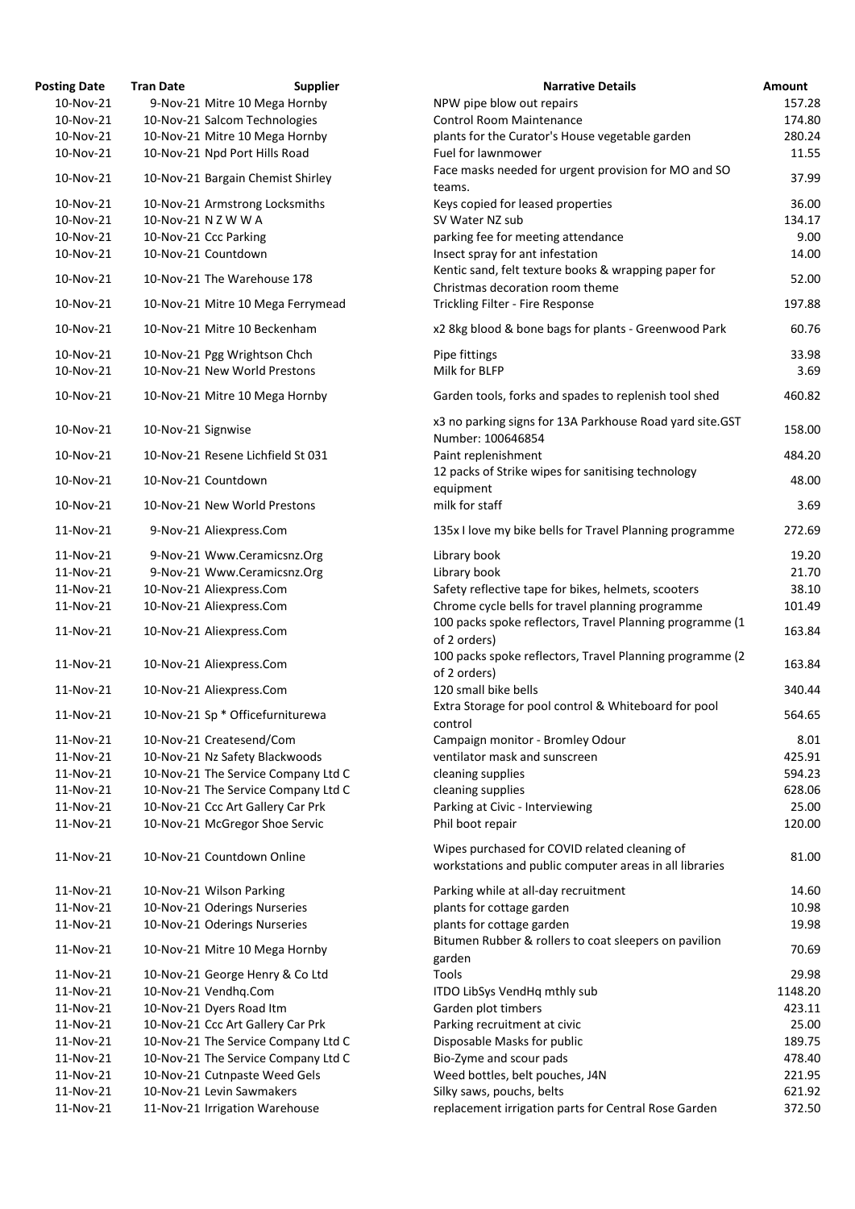| Posting Date | Tran Date | Supplier | Narrative Details | Amount |
|---|---|---|---|---|
| 10-Nov-21 | 9-Nov-21 | Mitre 10 Mega Hornby | NPW pipe blow out repairs | 157.28 |
| 10-Nov-21 | 10-Nov-21 | Salcom Technologies | Control Room Maintenance | 174.80 |
| 10-Nov-21 | 10-Nov-21 | Mitre 10 Mega Hornby | plants for the Curator's House vegetable garden | 280.24 |
| 10-Nov-21 | 10-Nov-21 | Npd Port Hills Road | Fuel for lawnmower | 11.55 |
| 10-Nov-21 | 10-Nov-21 | Bargain Chemist Shirley | Face masks needed for urgent provision for MO and SO teams. | 37.99 |
| 10-Nov-21 | 10-Nov-21 | Armstrong Locksmiths | Keys copied for leased properties | 36.00 |
| 10-Nov-21 | 10-Nov-21 | N Z W W A | SV Water NZ sub | 134.17 |
| 10-Nov-21 | 10-Nov-21 | Ccc Parking | parking fee for meeting attendance | 9.00 |
| 10-Nov-21 | 10-Nov-21 | Countdown | Insect spray for ant infestation | 14.00 |
| 10-Nov-21 | 10-Nov-21 | The Warehouse 178 | Kentic sand, felt texture books & wrapping paper for Christmas decoration room theme | 52.00 |
| 10-Nov-21 | 10-Nov-21 | Mitre 10 Mega Ferrymead | Trickling Filter - Fire Response | 197.88 |
| 10-Nov-21 | 10-Nov-21 | Mitre 10 Beckenham | x2 8kg blood & bone bags for plants - Greenwood Park | 60.76 |
| 10-Nov-21 | 10-Nov-21 | Pgg Wrightson Chch | Pipe fittings | 33.98 |
| 10-Nov-21 | 10-Nov-21 | New World Prestons | Milk for BLFP | 3.69 |
| 10-Nov-21 | 10-Nov-21 | Mitre 10 Mega Hornby | Garden tools, forks and spades to replenish tool shed | 460.82 |
| 10-Nov-21 | 10-Nov-21 | Signwise | x3 no parking signs for 13A Parkhouse Road yard site.GST Number: 100646854 | 158.00 |
| 10-Nov-21 | 10-Nov-21 | Resene Lichfield St 031 | Paint replenishment | 484.20 |
| 10-Nov-21 | 10-Nov-21 | Countdown | 12 packs of Strike wipes for sanitising technology equipment | 48.00 |
| 10-Nov-21 | 10-Nov-21 | New World Prestons | milk for staff | 3.69 |
| 11-Nov-21 | 9-Nov-21 | Aliexpress.Com | 135x I love my bike bells for Travel Planning programme | 272.69 |
| 11-Nov-21 | 9-Nov-21 | Www.Ceramicsnz.Org | Library book | 19.20 |
| 11-Nov-21 | 9-Nov-21 | Www.Ceramicsnz.Org | Library book | 21.70 |
| 11-Nov-21 | 10-Nov-21 | Aliexpress.Com | Safety reflective tape for bikes, helmets, scooters | 38.10 |
| 11-Nov-21 | 10-Nov-21 | Aliexpress.Com | Chrome cycle bells for travel planning programme | 101.49 |
| 11-Nov-21 | 10-Nov-21 | Aliexpress.Com | 100 packs spoke reflectors, Travel Planning programme (1 of 2 orders) | 163.84 |
| 11-Nov-21 | 10-Nov-21 | Aliexpress.Com | 100 packs spoke reflectors, Travel Planning programme (2 of 2 orders) | 163.84 |
| 11-Nov-21 | 10-Nov-21 | Aliexpress.Com | 120 small bike bells | 340.44 |
| 11-Nov-21 | 10-Nov-21 | Sp * Officefurniturewa | Extra Storage for pool control & Whiteboard for pool control | 564.65 |
| 11-Nov-21 | 10-Nov-21 | Createsend/Com | Campaign monitor - Bromley Odour | 8.01 |
| 11-Nov-21 | 10-Nov-21 | Nz Safety Blackwoods | ventilator mask and sunscreen | 425.91 |
| 11-Nov-21 | 10-Nov-21 | The Service Company Ltd C | cleaning supplies | 594.23 |
| 11-Nov-21 | 10-Nov-21 | The Service Company Ltd C | cleaning supplies | 628.06 |
| 11-Nov-21 | 10-Nov-21 | Ccc Art Gallery Car Prk | Parking at Civic - Interviewing | 25.00 |
| 11-Nov-21 | 10-Nov-21 | McGregor Shoe Servic | Phil boot repair | 120.00 |
| 11-Nov-21 | 10-Nov-21 | Countdown Online | Wipes purchased for COVID related cleaning of workstations and public computer areas in all libraries | 81.00 |
| 11-Nov-21 | 10-Nov-21 | Wilson Parking | Parking while at all-day recruitment | 14.60 |
| 11-Nov-21 | 10-Nov-21 | Oderings Nurseries | plants for cottage garden | 10.98 |
| 11-Nov-21 | 10-Nov-21 | Oderings Nurseries | plants for cottage garden | 19.98 |
| 11-Nov-21 | 10-Nov-21 | Mitre 10 Mega Hornby | Bitumen Rubber & rollers to coat sleepers on pavilion garden | 70.69 |
| 11-Nov-21 | 10-Nov-21 | George Henry & Co Ltd | Tools | 29.98 |
| 11-Nov-21 | 10-Nov-21 | Vendhq.Com | ITDO LibSys VendHq mthly sub | 1148.20 |
| 11-Nov-21 | 10-Nov-21 | Dyers Road Itm | Garden plot timbers | 423.11 |
| 11-Nov-21 | 10-Nov-21 | Ccc Art Gallery Car Prk | Parking recruitment at civic | 25.00 |
| 11-Nov-21 | 10-Nov-21 | The Service Company Ltd C | Disposable Masks for public | 189.75 |
| 11-Nov-21 | 10-Nov-21 | The Service Company Ltd C | Bio-Zyme and scour pads | 478.40 |
| 11-Nov-21 | 10-Nov-21 | Cutnpaste Weed Gels | Weed bottles, belt pouches, J4N | 221.95 |
| 11-Nov-21 | 10-Nov-21 | Levin Sawmakers | Silky saws, pouchs, belts | 621.92 |
| 11-Nov-21 | 11-Nov-21 | Irrigation Warehouse | replacement irrigation parts for Central Rose Garden | 372.50 |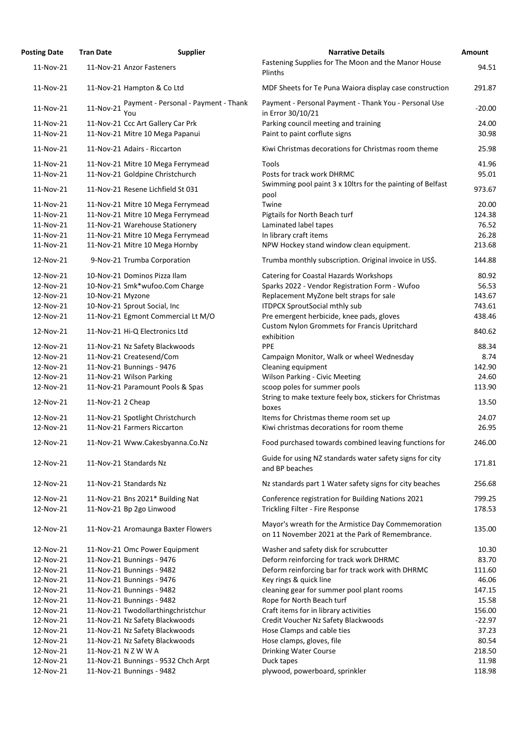| Posting Date | Tran Date | Supplier | Narrative Details | Amount |
|---|---|---|---|---|
| 11-Nov-21 | 11-Nov-21 | Anzor Fasteners | Fastening Supplies for The Moon and the Manor House Plinths | 94.51 |
| 11-Nov-21 | 11-Nov-21 | Hampton & Co Ltd | MDF Sheets for Te Puna Waiora display case construction | 291.87 |
| 11-Nov-21 | 11-Nov-21 | Payment - Personal - Payment - Thank You | Payment - Personal Payment - Thank You - Personal Use in Error 30/10/21 | -20.00 |
| 11-Nov-21 | 11-Nov-21 | Ccc Art Gallery Car Prk | Parking council meeting and training | 24.00 |
| 11-Nov-21 | 11-Nov-21 | Mitre 10 Mega Papanui | Paint to paint corflute signs | 30.98 |
| 11-Nov-21 | 11-Nov-21 | Adairs - Riccarton | Kiwi Christmas decorations for Christmas room theme | 25.98 |
| 11-Nov-21 | 11-Nov-21 | Mitre 10 Mega Ferrymead | Tools | 41.96 |
| 11-Nov-21 | 11-Nov-21 | Goldpine Christchurch | Posts for track work DHRMC | 95.01 |
| 11-Nov-21 | 11-Nov-21 | Resene Lichfield St 031 | Swimming pool paint 3 x 10ltrs for the painting of Belfast pool | 973.67 |
| 11-Nov-21 | 11-Nov-21 | Mitre 10 Mega Ferrymead | Twine | 20.00 |
| 11-Nov-21 | 11-Nov-21 | Mitre 10 Mega Ferrymead | Pigtails for North Beach turf | 124.38 |
| 11-Nov-21 | 11-Nov-21 | Warehouse Stationery | Laminated label tapes | 76.52 |
| 11-Nov-21 | 11-Nov-21 | Mitre 10 Mega Ferrymead | In library craft items | 26.28 |
| 11-Nov-21 | 11-Nov-21 | Mitre 10 Mega Hornby | NPW Hockey stand window clean equipment. | 213.68 |
| 12-Nov-21 | 9-Nov-21 | Trumba Corporation | Trumba monthly subscription. Original invoice in US$. | 144.88 |
| 12-Nov-21 | 10-Nov-21 | Dominos Pizza Ilam | Catering for Coastal Hazards Workshops | 80.92 |
| 12-Nov-21 | 10-Nov-21 | Smk*wufoo.Com Charge | Sparks 2022 - Vendor Registration Form - Wufoo | 56.53 |
| 12-Nov-21 | 10-Nov-21 | Myzone | Replacement MyZone belt straps for sale | 143.67 |
| 12-Nov-21 | 10-Nov-21 | Sprout Social, Inc | ITDPCX SproutSocial mthly sub | 743.61 |
| 12-Nov-21 | 11-Nov-21 | Egmont Commercial Lt M/O | Pre emergent herbicide, knee pads, gloves | 438.46 |
| 12-Nov-21 | 11-Nov-21 | Hi-Q Electronics Ltd | Custom Nylon Grommets for Francis Upritchard exhibition | 840.62 |
| 12-Nov-21 | 11-Nov-21 | Nz Safety Blackwoods | PPE | 88.34 |
| 12-Nov-21 | 11-Nov-21 | Createsend/Com | Campaign Monitor, Walk or wheel Wednesday | 8.74 |
| 12-Nov-21 | 11-Nov-21 | Bunnings - 9476 | Cleaning equipment | 142.90 |
| 12-Nov-21 | 11-Nov-21 | Wilson Parking | Wilson Parking - Civic Meeting | 24.60 |
| 12-Nov-21 | 11-Nov-21 | Paramount Pools & Spas | scoop poles for summer pools | 113.90 |
| 12-Nov-21 | 11-Nov-21 | 2 Cheap | String to make texture feely box, stickers for Christmas boxes | 13.50 |
| 12-Nov-21 | 11-Nov-21 | Spotlight Christchurch | Items for Christmas theme room set up | 24.07 |
| 12-Nov-21 | 11-Nov-21 | Farmers Riccarton | Kiwi christmas decorations for room theme | 26.95 |
| 12-Nov-21 | 11-Nov-21 | Www.Cakesbyanna.Co.Nz | Food purchased towards combined leaving functions for | 246.00 |
| 12-Nov-21 | 11-Nov-21 | Standards Nz | Guide for using NZ standards water safety signs for city and BP beaches | 171.81 |
| 12-Nov-21 | 11-Nov-21 | Standards Nz | Nz standards part 1 Water safety signs for city beaches | 256.68 |
| 12-Nov-21 | 11-Nov-21 | Bns 2021* Building Nat | Conference registration for Building Nations 2021 | 799.25 |
| 12-Nov-21 | 11-Nov-21 | Bp 2go Linwood | Trickling Filter - Fire Response | 178.53 |
| 12-Nov-21 | 11-Nov-21 | Aromaunga Baxter Flowers | Mayor's wreath for the Armistice Day Commemoration on 11 November 2021 at the Park of Remembrance. | 135.00 |
| 12-Nov-21 | 11-Nov-21 | Omc Power Equipment | Washer and safety disk for scrubcutter | 10.30 |
| 12-Nov-21 | 11-Nov-21 | Bunnings - 9476 | Deform reinforcing for track work DHRMC | 83.70 |
| 12-Nov-21 | 11-Nov-21 | Bunnings - 9482 | Deform reinforcing bar for track work with DHRMC | 111.60 |
| 12-Nov-21 | 11-Nov-21 | Bunnings - 9476 | Key rings & quick line | 46.06 |
| 12-Nov-21 | 11-Nov-21 | Bunnings - 9482 | cleaning gear for summer pool plant rooms | 147.15 |
| 12-Nov-21 | 11-Nov-21 | Bunnings - 9482 | Rope for North Beach turf | 15.58 |
| 12-Nov-21 | 11-Nov-21 | Twodollarthingchristchur | Craft items for in library activities | 156.00 |
| 12-Nov-21 | 11-Nov-21 | Nz Safety Blackwoods | Credit Voucher Nz Safety Blackwoods | -22.97 |
| 12-Nov-21 | 11-Nov-21 | Nz Safety Blackwoods | Hose Clamps and cable ties | 37.23 |
| 12-Nov-21 | 11-Nov-21 | Nz Safety Blackwoods | Hose clamps, gloves, file | 80.54 |
| 12-Nov-21 | 11-Nov-21 | N Z W W A | Drinking Water Course | 218.50 |
| 12-Nov-21 | 11-Nov-21 | Bunnings - 9532 Chch Arpt | Duck tapes | 11.98 |
| 12-Nov-21 | 11-Nov-21 | Bunnings - 9482 | plywood, powerboard, sprinkler | 118.98 |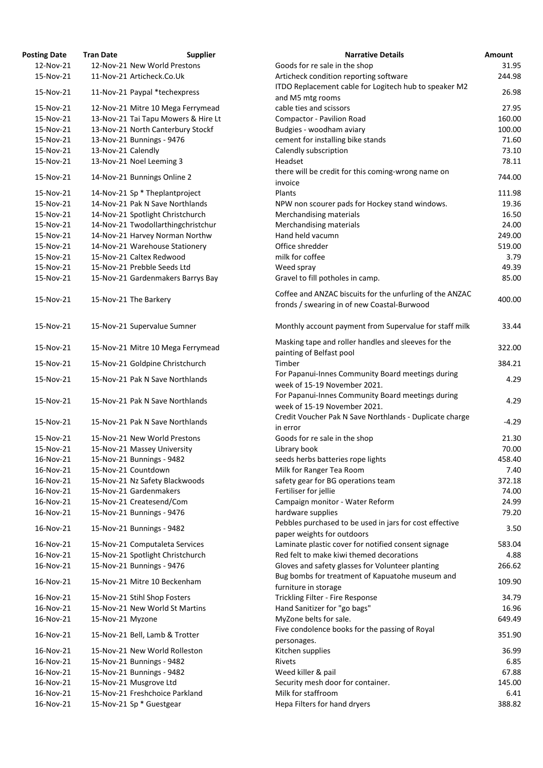| Posting Date | Tran Date | Supplier | Narrative Details | Amount |
|---|---|---|---|---|
| 12-Nov-21 | 12-Nov-21 | New World Prestons | Goods for re sale in the shop | 31.95 |
| 15-Nov-21 | 11-Nov-21 | Articheck.Co.Uk | Articheck condition reporting software | 244.98 |
| 15-Nov-21 | 11-Nov-21 | Paypal *techexpress | ITDO Replacement cable for Logitech hub to speaker M2 and M5 mtg rooms | 26.98 |
| 15-Nov-21 | 12-Nov-21 | Mitre 10 Mega Ferrymead | cable ties and scissors | 27.95 |
| 15-Nov-21 | 13-Nov-21 | Tai Tapu Mowers & Hire Lt | Compactor - Pavilion Road | 160.00 |
| 15-Nov-21 | 13-Nov-21 | North Canterbury Stockf | Budgies - woodham aviary | 100.00 |
| 15-Nov-21 | 13-Nov-21 | Bunnings - 9476 | cement for installing bike stands | 71.60 |
| 15-Nov-21 | 13-Nov-21 | Calendly | Calendly subscription | 73.10 |
| 15-Nov-21 | 13-Nov-21 | Noel Leeming 3 | Headset | 78.11 |
| 15-Nov-21 | 14-Nov-21 | Bunnings Online 2 | there will be credit for this coming-wrong name on invoice | 744.00 |
| 15-Nov-21 | 14-Nov-21 | Sp * Theplantproject | Plants | 111.98 |
| 15-Nov-21 | 14-Nov-21 | Pak N Save Northlands | NPW non scourer pads for Hockey stand windows. | 19.36 |
| 15-Nov-21 | 14-Nov-21 | Spotlight Christchurch | Merchandising materials | 16.50 |
| 15-Nov-21 | 14-Nov-21 | Twodollarthingchristchur | Merchandising materials | 24.00 |
| 15-Nov-21 | 14-Nov-21 | Harvey Norman Northw | Hand held vacumn | 249.00 |
| 15-Nov-21 | 14-Nov-21 | Warehouse Stationery | Office shredder | 519.00 |
| 15-Nov-21 | 15-Nov-21 | Caltex Redwood | milk for coffee | 3.79 |
| 15-Nov-21 | 15-Nov-21 | Prebble Seeds Ltd | Weed spray | 49.39 |
| 15-Nov-21 | 15-Nov-21 | Gardenmakers Barrys Bay | Gravel to fill potholes in camp. | 85.00 |
| 15-Nov-21 | 15-Nov-21 | The Barkery | Coffee and ANZAC biscuits for the unfurling of the ANZAC fronds / swearing in of new Coastal-Burwood | 400.00 |
| 15-Nov-21 | 15-Nov-21 | Supervalue Sumner | Monthly account payment from Supervalue for staff milk | 33.44 |
| 15-Nov-21 | 15-Nov-21 | Mitre 10 Mega Ferrymead | Masking tape and roller handles and sleeves for the painting of Belfast pool | 322.00 |
| 15-Nov-21 | 15-Nov-21 | Goldpine Christchurch | Timber | 384.21 |
| 15-Nov-21 | 15-Nov-21 | Pak N Save Northlands | For Papanui-Innes Community Board meetings during week of 15-19 November 2021. | 4.29 |
| 15-Nov-21 | 15-Nov-21 | Pak N Save Northlands | For Papanui-Innes Community Board meetings during week of 15-19 November 2021. | 4.29 |
| 15-Nov-21 | 15-Nov-21 | Pak N Save Northlands | Credit Voucher Pak N Save Northlands - Duplicate charge in error | -4.29 |
| 15-Nov-21 | 15-Nov-21 | New World Prestons | Goods for re sale in the shop | 21.30 |
| 15-Nov-21 | 15-Nov-21 | Massey University | Library book | 70.00 |
| 16-Nov-21 | 15-Nov-21 | Bunnings - 9482 | seeds herbs batteries rope lights | 458.40 |
| 16-Nov-21 | 15-Nov-21 | Countdown | Milk for Ranger Tea Room | 7.40 |
| 16-Nov-21 | 15-Nov-21 | Nz Safety Blackwoods | safety gear for BG operations team | 372.18 |
| 16-Nov-21 | 15-Nov-21 | Gardenmakers | Fertiliser for jellie | 74.00 |
| 16-Nov-21 | 15-Nov-21 | Createsend/Com | Campaign monitor - Water Reform | 24.99 |
| 16-Nov-21 | 15-Nov-21 | Bunnings - 9476 | hardware supplies | 79.20 |
| 16-Nov-21 | 15-Nov-21 | Bunnings - 9482 | Pebbles purchased to be used in jars for cost effective paper weights for outdoors | 3.50 |
| 16-Nov-21 | 15-Nov-21 | Computaleta Services | Laminate plastic cover for notified consent signage | 583.04 |
| 16-Nov-21 | 15-Nov-21 | Spotlight Christchurch | Red felt to make kiwi themed decorations | 4.88 |
| 16-Nov-21 | 15-Nov-21 | Bunnings - 9476 | Gloves and safety glasses for Volunteer planting | 266.62 |
| 16-Nov-21 | 15-Nov-21 | Mitre 10 Beckenham | Bug bombs for treatment of Kapuatohe museum and furniture in storage | 109.90 |
| 16-Nov-21 | 15-Nov-21 | Stihl Shop Fosters | Trickling Filter - Fire Response | 34.79 |
| 16-Nov-21 | 15-Nov-21 | New World St Martins | Hand Sanitizer for "go bags" | 16.96 |
| 16-Nov-21 | 15-Nov-21 | Myzone | MyZone belts for sale. | 649.49 |
| 16-Nov-21 | 15-Nov-21 | Bell, Lamb & Trotter | Five condolence books for the passing of Royal personages. | 351.90 |
| 16-Nov-21 | 15-Nov-21 | New World Rolleston | Kitchen supplies | 36.99 |
| 16-Nov-21 | 15-Nov-21 | Bunnings - 9482 | Rivets | 6.85 |
| 16-Nov-21 | 15-Nov-21 | Bunnings - 9482 | Weed killer & pail | 67.88 |
| 16-Nov-21 | 15-Nov-21 | Musgrove Ltd | Security mesh door for container. | 145.00 |
| 16-Nov-21 | 15-Nov-21 | Freshchoice Parkland | Milk for staffroom | 6.41 |
| 16-Nov-21 | 15-Nov-21 | Sp * Guestgear | Hepa Filters for hand dryers | 388.82 |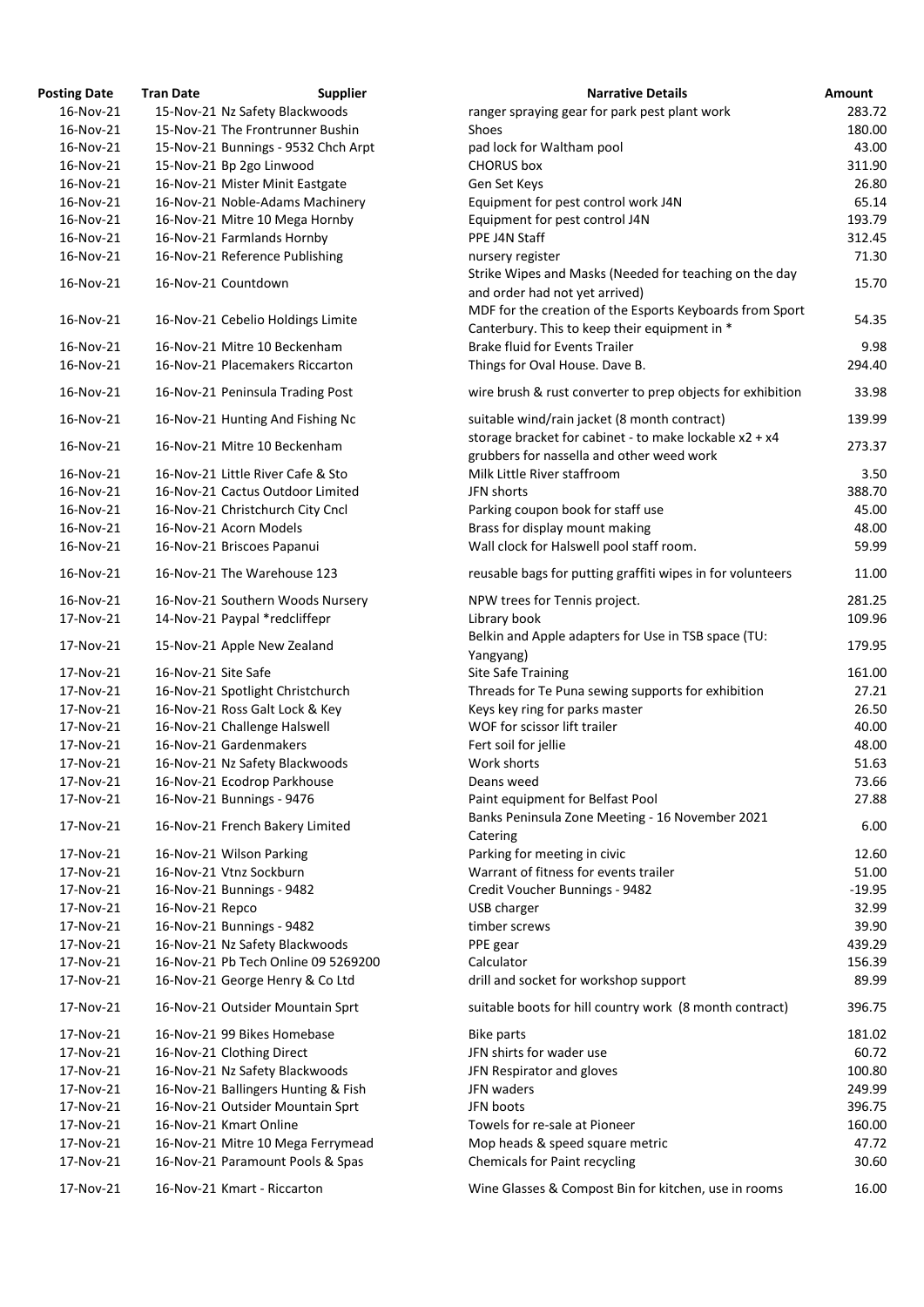| Posting Date | Tran Date | Supplier | Narrative Details | Amount |
|---|---|---|---|---|
| 16-Nov-21 | 15-Nov-21 | Nz Safety Blackwoods | ranger spraying gear for park pest plant work | 283.72 |
| 16-Nov-21 | 15-Nov-21 | The Frontrunner Bushin | Shoes | 180.00 |
| 16-Nov-21 | 15-Nov-21 | Bunnings - 9532 Chch Arpt | pad lock for Waltham pool | 43.00 |
| 16-Nov-21 | 15-Nov-21 | Bp 2go Linwood | CHORUS box | 311.90 |
| 16-Nov-21 | 16-Nov-21 | Mister Minit Eastgate | Gen Set Keys | 26.80 |
| 16-Nov-21 | 16-Nov-21 | Noble-Adams Machinery | Equipment for pest control work J4N | 65.14 |
| 16-Nov-21 | 16-Nov-21 | Mitre 10 Mega Hornby | Equipment for pest control J4N | 193.79 |
| 16-Nov-21 | 16-Nov-21 | Farmlands Hornby | PPE J4N Staff | 312.45 |
| 16-Nov-21 | 16-Nov-21 | Reference Publishing | nursery register | 71.30 |
| 16-Nov-21 | 16-Nov-21 | Countdown | Strike Wipes and Masks (Needed for teaching on the day and order had not yet arrived) | 15.70 |
| 16-Nov-21 | 16-Nov-21 | Cebelio Holdings Limite | MDF for the creation of the Esports Keyboards from Sport Canterbury. This to keep their equipment in * | 54.35 |
| 16-Nov-21 | 16-Nov-21 | Mitre 10 Beckenham | Brake fluid for Events Trailer | 9.98 |
| 16-Nov-21 | 16-Nov-21 | Placemakers Riccarton | Things for Oval House. Dave B. | 294.40 |
| 16-Nov-21 | 16-Nov-21 | Peninsula Trading Post | wire brush & rust converter to prep objects for exhibition | 33.98 |
| 16-Nov-21 | 16-Nov-21 | Hunting And Fishing Nc | suitable wind/rain jacket (8 month contract) | 139.99 |
| 16-Nov-21 | 16-Nov-21 | Mitre 10 Beckenham | storage bracket for cabinet - to make lockable x2 + x4 grubbers for nassella and other weed work | 273.37 |
| 16-Nov-21 | 16-Nov-21 | Little River Cafe & Sto | Milk Little River staffroom | 3.50 |
| 16-Nov-21 | 16-Nov-21 | Cactus Outdoor Limited | JFN shorts | 388.70 |
| 16-Nov-21 | 16-Nov-21 | Christchurch City Cncl | Parking coupon book for staff use | 45.00 |
| 16-Nov-21 | 16-Nov-21 | Acorn Models | Brass for display mount making | 48.00 |
| 16-Nov-21 | 16-Nov-21 | Briscoes Papanui | Wall clock for Halswell pool staff room. | 59.99 |
| 16-Nov-21 | 16-Nov-21 | The Warehouse 123 | reusable bags for putting graffiti wipes in for volunteers | 11.00 |
| 16-Nov-21 | 16-Nov-21 | Southern Woods Nursery | NPW trees for Tennis project. | 281.25 |
| 17-Nov-21 | 14-Nov-21 | Paypal *redcliffepr | Library book | 109.96 |
| 17-Nov-21 | 15-Nov-21 | Apple New Zealand | Belkin and Apple adapters for Use in TSB space (TU: Yangyang) | 179.95 |
| 17-Nov-21 | 16-Nov-21 | Site Safe | Site Safe Training | 161.00 |
| 17-Nov-21 | 16-Nov-21 | Spotlight Christchurch | Threads for Te Puna sewing supports for exhibition | 27.21 |
| 17-Nov-21 | 16-Nov-21 | Ross Galt Lock & Key | Keys key ring for parks master | 26.50 |
| 17-Nov-21 | 16-Nov-21 | Challenge Halswell | WOF for scissor lift trailer | 40.00 |
| 17-Nov-21 | 16-Nov-21 | Gardenmakers | Fert soil for jellie | 48.00 |
| 17-Nov-21 | 16-Nov-21 | Nz Safety Blackwoods | Work shorts | 51.63 |
| 17-Nov-21 | 16-Nov-21 | Ecodrop Parkhouse | Deans weed | 73.66 |
| 17-Nov-21 | 16-Nov-21 | Bunnings - 9476 | Paint equipment for Belfast Pool | 27.88 |
| 17-Nov-21 | 16-Nov-21 | French Bakery Limited | Banks Peninsula Zone Meeting - 16 November 2021 Catering | 6.00 |
| 17-Nov-21 | 16-Nov-21 | Wilson Parking | Parking for meeting in civic | 12.60 |
| 17-Nov-21 | 16-Nov-21 | Vtnz Sockburn | Warrant of fitness for events trailer | 51.00 |
| 17-Nov-21 | 16-Nov-21 | Bunnings - 9482 | Credit Voucher Bunnings - 9482 | -19.95 |
| 17-Nov-21 | 16-Nov-21 | Repco | USB charger | 32.99 |
| 17-Nov-21 | 16-Nov-21 | Bunnings - 9482 | timber screws | 39.90 |
| 17-Nov-21 | 16-Nov-21 | Nz Safety Blackwoods | PPE gear | 439.29 |
| 17-Nov-21 | 16-Nov-21 | Pb Tech Online 09 5269200 | Calculator | 156.39 |
| 17-Nov-21 | 16-Nov-21 | George Henry & Co Ltd | drill and socket for workshop support | 89.99 |
| 17-Nov-21 | 16-Nov-21 | Outsider Mountain Sprt | suitable boots for hill country work (8 month contract) | 396.75 |
| 17-Nov-21 | 16-Nov-21 | 99 Bikes Homebase | Bike parts | 181.02 |
| 17-Nov-21 | 16-Nov-21 | Clothing Direct | JFN shirts for wader use | 60.72 |
| 17-Nov-21 | 16-Nov-21 | Nz Safety Blackwoods | JFN Respirator and gloves | 100.80 |
| 17-Nov-21 | 16-Nov-21 | Ballingers Hunting & Fish | JFN waders | 249.99 |
| 17-Nov-21 | 16-Nov-21 | Outsider Mountain Sprt | JFN boots | 396.75 |
| 17-Nov-21 | 16-Nov-21 | Kmart Online | Towels for re-sale at Pioneer | 160.00 |
| 17-Nov-21 | 16-Nov-21 | Mitre 10 Mega Ferrymead | Mop heads & speed square metric | 47.72 |
| 17-Nov-21 | 16-Nov-21 | Paramount Pools & Spas | Chemicals for Paint recycling | 30.60 |
| 17-Nov-21 | 16-Nov-21 | Kmart - Riccarton | Wine Glasses & Compost Bin for kitchen, use in rooms | 16.00 |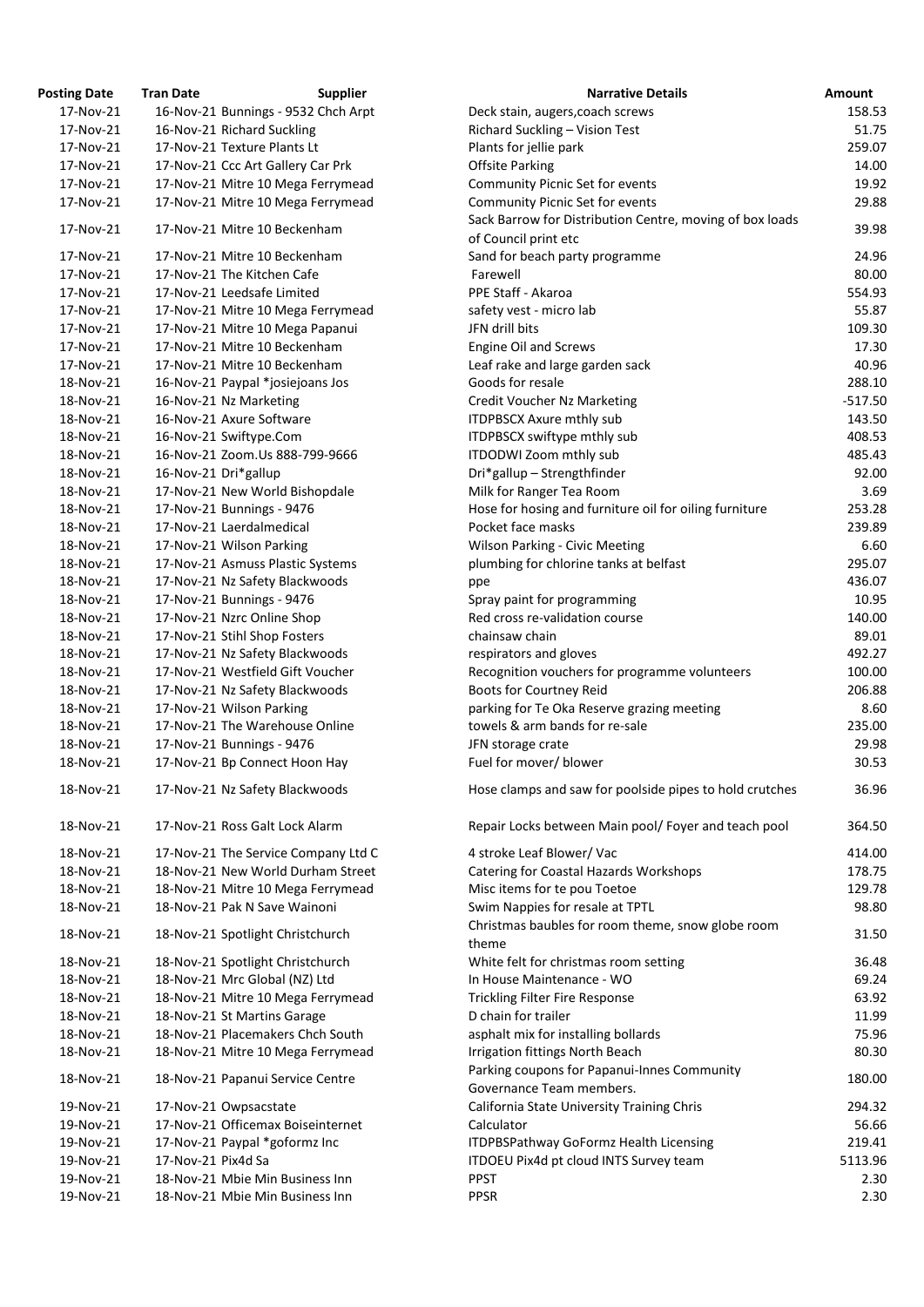| Posting Date | Tran Date | Supplier | Narrative Details | Amount |
|---|---|---|---|---|
| 17-Nov-21 | 16-Nov-21 | Bunnings - 9532 Chch Arpt | Deck stain, augers,coach screws | 158.53 |
| 17-Nov-21 | 16-Nov-21 | Richard Suckling | Richard Suckling – Vision Test | 51.75 |
| 17-Nov-21 | 17-Nov-21 | Texture Plants Lt | Plants for jellie park | 259.07 |
| 17-Nov-21 | 17-Nov-21 | Ccc Art Gallery Car Prk | Offsite Parking | 14.00 |
| 17-Nov-21 | 17-Nov-21 | Mitre 10 Mega Ferrymead | Community Picnic Set for events | 19.92 |
| 17-Nov-21 | 17-Nov-21 | Mitre 10 Mega Ferrymead | Community Picnic Set for events | 29.88 |
| 17-Nov-21 | 17-Nov-21 | Mitre 10 Beckenham | Sack Barrow for Distribution Centre, moving of box loads of Council print etc | 39.98 |
| 17-Nov-21 | 17-Nov-21 | Mitre 10 Beckenham | Sand for beach party programme | 24.96 |
| 17-Nov-21 | 17-Nov-21 | The Kitchen Cafe | Farewell | 80.00 |
| 17-Nov-21 | 17-Nov-21 | Leedsafe Limited | PPE Staff - Akaroa | 554.93 |
| 17-Nov-21 | 17-Nov-21 | Mitre 10 Mega Ferrymead | safety vest - micro lab | 55.87 |
| 17-Nov-21 | 17-Nov-21 | Mitre 10 Mega Papanui | JFN drill bits | 109.30 |
| 17-Nov-21 | 17-Nov-21 | Mitre 10 Beckenham | Engine Oil and Screws | 17.30 |
| 17-Nov-21 | 17-Nov-21 | Mitre 10 Beckenham | Leaf rake and large garden sack | 40.96 |
| 18-Nov-21 | 16-Nov-21 | Paypal *josiejoans Jos | Goods for resale | 288.10 |
| 18-Nov-21 | 16-Nov-21 | Nz Marketing | Credit Voucher Nz Marketing | -517.50 |
| 18-Nov-21 | 16-Nov-21 | Axure Software | ITDPBSCX Axure mthly sub | 143.50 |
| 18-Nov-21 | 16-Nov-21 | Swiftype.Com | ITDPBSCX swiftype mthly sub | 408.53 |
| 18-Nov-21 | 16-Nov-21 | Zoom.Us 888-799-9666 | ITDODWI Zoom mthly sub | 485.43 |
| 18-Nov-21 | 16-Nov-21 | Dri*gallup | Dri*gallup – Strengthfinder | 92.00 |
| 18-Nov-21 | 17-Nov-21 | New World Bishopdale | Milk for Ranger Tea Room | 3.69 |
| 18-Nov-21 | 17-Nov-21 | Bunnings - 9476 | Hose for hosing and furniture oil for oiling furniture | 253.28 |
| 18-Nov-21 | 17-Nov-21 | Laerdalmedical | Pocket face masks | 239.89 |
| 18-Nov-21 | 17-Nov-21 | Wilson Parking | Wilson Parking - Civic Meeting | 6.60 |
| 18-Nov-21 | 17-Nov-21 | Asmuss Plastic Systems | plumbing for chlorine tanks at belfast | 295.07 |
| 18-Nov-21 | 17-Nov-21 | Nz Safety Blackwoods | ppe | 436.07 |
| 18-Nov-21 | 17-Nov-21 | Bunnings - 9476 | Spray paint for programming | 10.95 |
| 18-Nov-21 | 17-Nov-21 | Nzrc Online Shop | Red cross re-validation course | 140.00 |
| 18-Nov-21 | 17-Nov-21 | Stihl Shop Fosters | chainsaw chain | 89.01 |
| 18-Nov-21 | 17-Nov-21 | Nz Safety Blackwoods | respirators and gloves | 492.27 |
| 18-Nov-21 | 17-Nov-21 | Westfield Gift Voucher | Recognition vouchers for programme volunteers | 100.00 |
| 18-Nov-21 | 17-Nov-21 | Nz Safety Blackwoods | Boots for Courtney Reid | 206.88 |
| 18-Nov-21 | 17-Nov-21 | Wilson Parking | parking for Te Oka Reserve grazing meeting | 8.60 |
| 18-Nov-21 | 17-Nov-21 | The Warehouse Online | towels & arm bands for re-sale | 235.00 |
| 18-Nov-21 | 17-Nov-21 | Bunnings - 9476 | JFN storage crate | 29.98 |
| 18-Nov-21 | 17-Nov-21 | Bp Connect Hoon Hay | Fuel for mover/ blower | 30.53 |
| 18-Nov-21 | 17-Nov-21 | Nz Safety Blackwoods | Hose clamps and saw for poolside pipes to hold crutches | 36.96 |
| 18-Nov-21 | 17-Nov-21 | Ross Galt Lock Alarm | Repair Locks between Main pool/ Foyer and teach pool | 364.50 |
| 18-Nov-21 | 17-Nov-21 | The Service Company Ltd C | 4 stroke Leaf Blower/ Vac | 414.00 |
| 18-Nov-21 | 18-Nov-21 | New World Durham Street | Catering for Coastal Hazards Workshops | 178.75 |
| 18-Nov-21 | 18-Nov-21 | Mitre 10 Mega Ferrymead | Misc items for te pou Toetoe | 129.78 |
| 18-Nov-21 | 18-Nov-21 | Pak N Save Wainoni | Swim Nappies for resale at TPTL | 98.80 |
| 18-Nov-21 | 18-Nov-21 | Spotlight Christchurch | Christmas baubles for room theme, snow globe room theme | 31.50 |
| 18-Nov-21 | 18-Nov-21 | Spotlight Christchurch | White felt for christmas room setting | 36.48 |
| 18-Nov-21 | 18-Nov-21 | Mrc Global (NZ) Ltd | In House Maintenance - WO | 69.24 |
| 18-Nov-21 | 18-Nov-21 | Mitre 10 Mega Ferrymead | Trickling Filter Fire Response | 63.92 |
| 18-Nov-21 | 18-Nov-21 | St Martins Garage | D chain for trailer | 11.99 |
| 18-Nov-21 | 18-Nov-21 | Placemakers Chch South | asphalt mix for installing bollards | 75.96 |
| 18-Nov-21 | 18-Nov-21 | Mitre 10 Mega Ferrymead | Irrigation fittings North Beach | 80.30 |
| 18-Nov-21 | 18-Nov-21 | Papanui Service Centre | Parking coupons for Papanui-Innes Community Governance Team members. | 180.00 |
| 19-Nov-21 | 17-Nov-21 | Owpsacstate | California State University Training Chris | 294.32 |
| 19-Nov-21 | 17-Nov-21 | Officemax Boiseinternet | Calculator | 56.66 |
| 19-Nov-21 | 17-Nov-21 | Paypal *goformz Inc | ITDPBSPathway GoFormz Health Licensing | 219.41 |
| 19-Nov-21 | 17-Nov-21 | Pix4d Sa | ITDOEU Pix4d pt cloud INTS Survey team | 5113.96 |
| 19-Nov-21 | 18-Nov-21 | Mbie Min Business Inn | PPST | 2.30 |
| 19-Nov-21 | 18-Nov-21 | Mbie Min Business Inn | PPSR | 2.30 |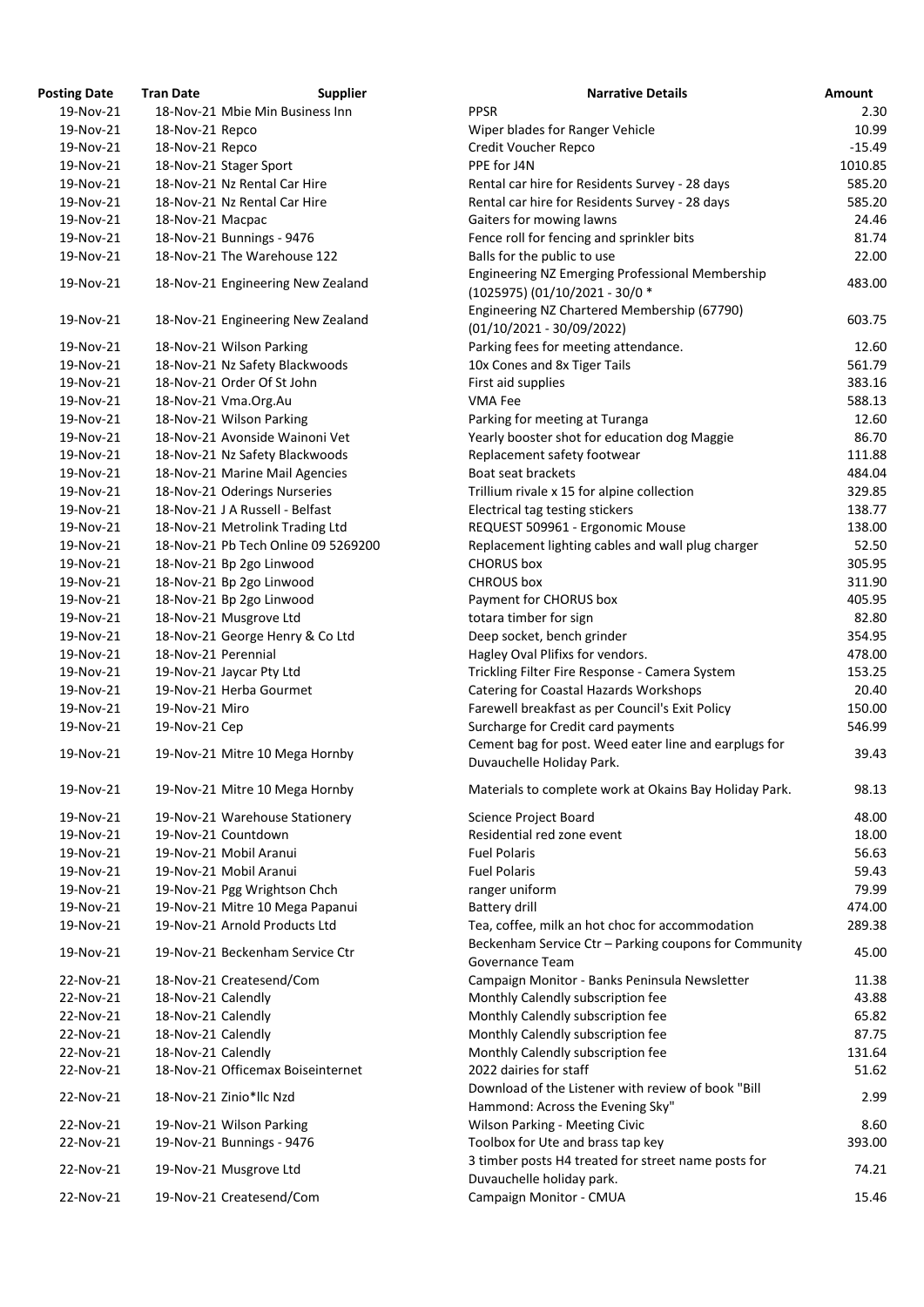| Posting Date | Tran Date | Supplier | Narrative Details | Amount |
|---|---|---|---|---|
| 19-Nov-21 | 18-Nov-21 | Mbie Min Business Inn | PPSR | 2.30 |
| 19-Nov-21 | 18-Nov-21 | Repco | Wiper blades for Ranger Vehicle | 10.99 |
| 19-Nov-21 | 18-Nov-21 | Repco | Credit Voucher Repco | -15.49 |
| 19-Nov-21 | 18-Nov-21 | Stager Sport | PPE for J4N | 1010.85 |
| 19-Nov-21 | 18-Nov-21 | Nz Rental Car Hire | Rental car hire for Residents Survey - 28 days | 585.20 |
| 19-Nov-21 | 18-Nov-21 | Nz Rental Car Hire | Rental car hire for Residents Survey - 28 days | 585.20 |
| 19-Nov-21 | 18-Nov-21 | Macpac | Gaiters for mowing lawns | 24.46 |
| 19-Nov-21 | 18-Nov-21 | Bunnings - 9476 | Fence roll for fencing and sprinkler bits | 81.74 |
| 19-Nov-21 | 18-Nov-21 | The Warehouse 122 | Balls for the public to use | 22.00 |
| 19-Nov-21 | 18-Nov-21 | Engineering New Zealand | Engineering NZ Emerging Professional Membership (1025975) (01/10/2021 - 30/0 * | 483.00 |
| 19-Nov-21 | 18-Nov-21 | Engineering New Zealand | Engineering NZ Chartered Membership (67790) (01/10/2021 - 30/09/2022) | 603.75 |
| 19-Nov-21 | 18-Nov-21 | Wilson Parking | Parking fees for meeting attendance. | 12.60 |
| 19-Nov-21 | 18-Nov-21 | Nz Safety Blackwoods | 10x Cones and 8x Tiger Tails | 561.79 |
| 19-Nov-21 | 18-Nov-21 | Order Of St John | First aid supplies | 383.16 |
| 19-Nov-21 | 18-Nov-21 | Vma.Org.Au | VMA Fee | 588.13 |
| 19-Nov-21 | 18-Nov-21 | Wilson Parking | Parking for meeting at Turanga | 12.60 |
| 19-Nov-21 | 18-Nov-21 | Avonside Wainoni Vet | Yearly booster shot for education dog Maggie | 86.70 |
| 19-Nov-21 | 18-Nov-21 | Nz Safety Blackwoods | Replacement safety footwear | 111.88 |
| 19-Nov-21 | 18-Nov-21 | Marine Mail Agencies | Boat seat brackets | 484.04 |
| 19-Nov-21 | 18-Nov-21 | Oderings Nurseries | Trillium rivale x 15 for alpine collection | 329.85 |
| 19-Nov-21 | 18-Nov-21 | J A Russell - Belfast | Electrical tag testing stickers | 138.77 |
| 19-Nov-21 | 18-Nov-21 | Metrolink Trading Ltd | REQUEST 509961 - Ergonomic Mouse | 138.00 |
| 19-Nov-21 | 18-Nov-21 | Pb Tech Online 09 5269200 | Replacement lighting cables and wall plug charger | 52.50 |
| 19-Nov-21 | 18-Nov-21 | Bp 2go Linwood | CHORUS box | 305.95 |
| 19-Nov-21 | 18-Nov-21 | Bp 2go Linwood | CHROUS box | 311.90 |
| 19-Nov-21 | 18-Nov-21 | Bp 2go Linwood | Payment for CHORUS box | 405.95 |
| 19-Nov-21 | 18-Nov-21 | Musgrove Ltd | totara timber for sign | 82.80 |
| 19-Nov-21 | 18-Nov-21 | George Henry & Co Ltd | Deep socket, bench grinder | 354.95 |
| 19-Nov-21 | 18-Nov-21 | Perennial | Hagley Oval Plifixs for vendors. | 478.00 |
| 19-Nov-21 | 19-Nov-21 | Jaycar Pty Ltd | Trickling Filter Fire Response - Camera System | 153.25 |
| 19-Nov-21 | 19-Nov-21 | Herba Gourmet | Catering for Coastal Hazards Workshops | 20.40 |
| 19-Nov-21 | 19-Nov-21 | Miro | Farewell breakfast as per Council's Exit Policy | 150.00 |
| 19-Nov-21 | 19-Nov-21 | Cep | Surcharge for Credit card payments | 546.99 |
| 19-Nov-21 | 19-Nov-21 | Mitre 10 Mega Hornby | Cement bag for post. Weed eater line and earplugs for Duvauchelle Holiday Park. | 39.43 |
| 19-Nov-21 | 19-Nov-21 | Mitre 10 Mega Hornby | Materials to complete work at Okains Bay Holiday Park. | 98.13 |
| 19-Nov-21 | 19-Nov-21 | Warehouse Stationery | Science Project Board | 48.00 |
| 19-Nov-21 | 19-Nov-21 | Countdown | Residential red zone event | 18.00 |
| 19-Nov-21 | 19-Nov-21 | Mobil Aranui | Fuel Polaris | 56.63 |
| 19-Nov-21 | 19-Nov-21 | Mobil Aranui | Fuel Polaris | 59.43 |
| 19-Nov-21 | 19-Nov-21 | Pgg Wrightson Chch | ranger uniform | 79.99 |
| 19-Nov-21 | 19-Nov-21 | Mitre 10 Mega Papanui | Battery drill | 474.00 |
| 19-Nov-21 | 19-Nov-21 | Arnold Products Ltd | Tea, coffee, milk an hot choc for accommodation | 289.38 |
| 19-Nov-21 | 19-Nov-21 | Beckenham Service Ctr | Beckenham Service Ctr – Parking coupons for Community Governance Team | 45.00 |
| 22-Nov-21 | 18-Nov-21 | Createsend/Com | Campaign Monitor - Banks Peninsula Newsletter | 11.38 |
| 22-Nov-21 | 18-Nov-21 | Calendly | Monthly Calendly subscription fee | 43.88 |
| 22-Nov-21 | 18-Nov-21 | Calendly | Monthly Calendly subscription fee | 65.82 |
| 22-Nov-21 | 18-Nov-21 | Calendly | Monthly Calendly subscription fee | 87.75 |
| 22-Nov-21 | 18-Nov-21 | Calendly | Monthly Calendly subscription fee | 131.64 |
| 22-Nov-21 | 18-Nov-21 | Officemax Boiseinternet | 2022 dairies for staff | 51.62 |
| 22-Nov-21 | 18-Nov-21 | Zinio*llc Nzd | Download of the Listener with review of book "Bill Hammond: Across the Evening Sky" | 2.99 |
| 22-Nov-21 | 19-Nov-21 | Wilson Parking | Wilson Parking - Meeting Civic | 8.60 |
| 22-Nov-21 | 19-Nov-21 | Bunnings - 9476 | Toolbox for Ute and brass tap key | 393.00 |
| 22-Nov-21 | 19-Nov-21 | Musgrove Ltd | 3 timber posts H4 treated for street name posts for Duvauchelle holiday park. | 74.21 |
| 22-Nov-21 | 19-Nov-21 | Createsend/Com | Campaign Monitor - CMUA | 15.46 |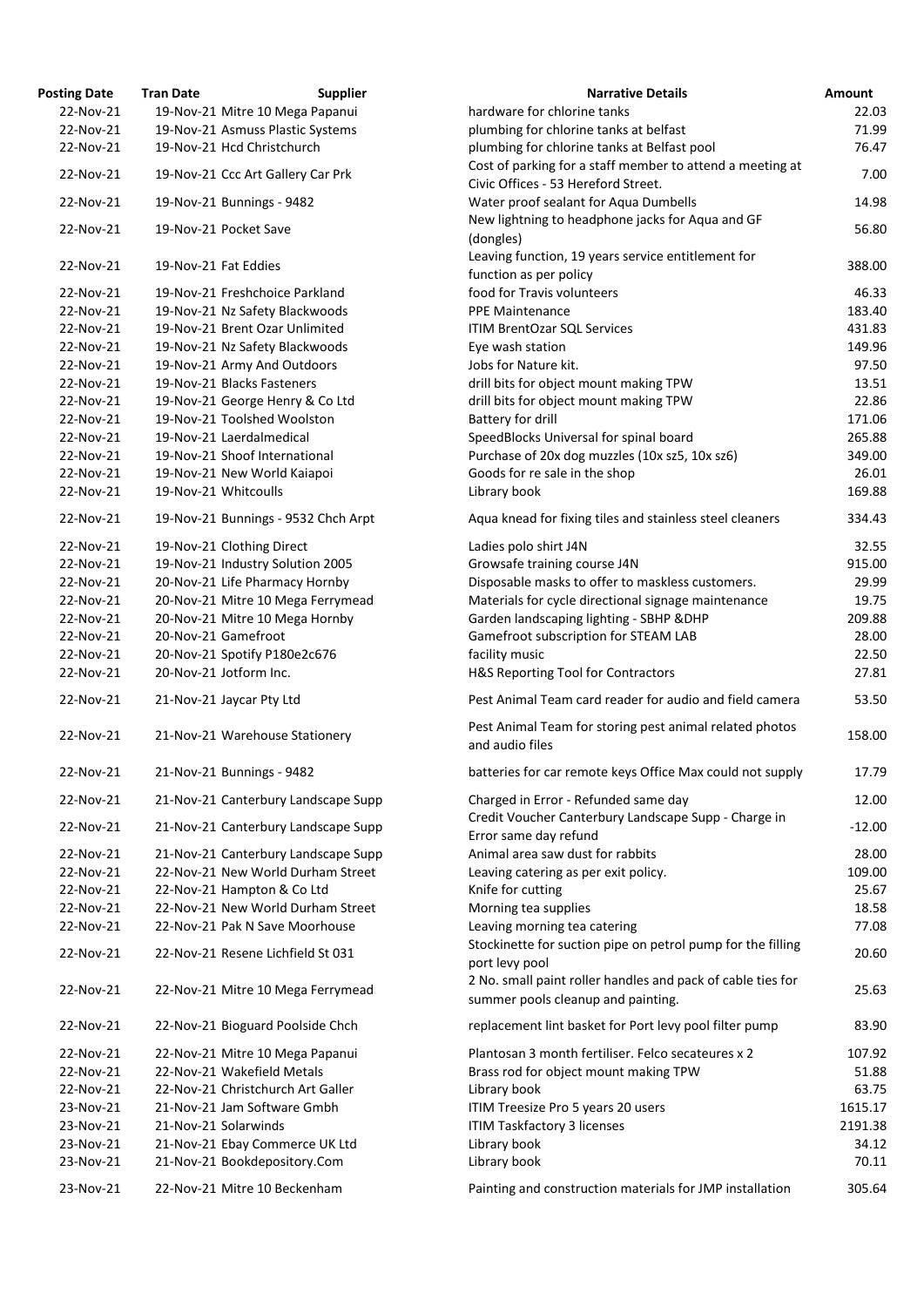| Posting Date | Tran Date | Supplier | Narrative Details | Amount |
|---|---|---|---|---|
| 22-Nov-21 | 19-Nov-21 | Mitre 10 Mega Papanui | hardware for chlorine tanks | 22.03 |
| 22-Nov-21 | 19-Nov-21 | Asmuss Plastic Systems | plumbing for chlorine tanks at belfast | 71.99 |
| 22-Nov-21 | 19-Nov-21 | Hcd Christchurch | plumbing for chlorine tanks at Belfast pool | 76.47 |
| 22-Nov-21 | 19-Nov-21 | Ccc Art Gallery Car Prk | Cost of parking for a staff member to attend a meeting at Civic Offices - 53 Hereford Street. | 7.00 |
| 22-Nov-21 | 19-Nov-21 | Bunnings - 9482 | Water proof sealant for Aqua Dumbells | 14.98 |
| 22-Nov-21 | 19-Nov-21 | Pocket Save | New lightning to headphone jacks for Aqua and GF (dongles) | 56.80 |
| 22-Nov-21 | 19-Nov-21 | Fat Eddies | Leaving function, 19 years service entitlement for function as per policy | 388.00 |
| 22-Nov-21 | 19-Nov-21 | Freshchoice Parkland | food for Travis volunteers | 46.33 |
| 22-Nov-21 | 19-Nov-21 | Nz Safety Blackwoods | PPE Maintenance | 183.40 |
| 22-Nov-21 | 19-Nov-21 | Brent Ozar Unlimited | ITIM BrentOzar SQL Services | 431.83 |
| 22-Nov-21 | 19-Nov-21 | Nz Safety Blackwoods | Eye wash station | 149.96 |
| 22-Nov-21 | 19-Nov-21 | Army And Outdoors | Jobs for Nature kit. | 97.50 |
| 22-Nov-21 | 19-Nov-21 | Blacks Fasteners | drill bits for object mount making TPW | 13.51 |
| 22-Nov-21 | 19-Nov-21 | George Henry & Co Ltd | drill bits for object mount making TPW | 22.86 |
| 22-Nov-21 | 19-Nov-21 | Toolshed Woolston | Battery for drill | 171.06 |
| 22-Nov-21 | 19-Nov-21 | Laerdalmedical | SpeedBlocks Universal for spinal board | 265.88 |
| 22-Nov-21 | 19-Nov-21 | Shoof International | Purchase of 20x dog muzzles (10x sz5, 10x sz6) | 349.00 |
| 22-Nov-21 | 19-Nov-21 | New World Kaiapoi | Goods for re sale in the shop | 26.01 |
| 22-Nov-21 | 19-Nov-21 | Whitcoulls | Library book | 169.88 |
| 22-Nov-21 | 19-Nov-21 | Bunnings - 9532 Chch Arpt | Aqua knead for fixing tiles and stainless steel cleaners | 334.43 |
| 22-Nov-21 | 19-Nov-21 | Clothing Direct | Ladies polo shirt J4N | 32.55 |
| 22-Nov-21 | 19-Nov-21 | Industry Solution 2005 | Growsafe training course J4N | 915.00 |
| 22-Nov-21 | 20-Nov-21 | Life Pharmacy Hornby | Disposable masks to offer to maskless customers. | 29.99 |
| 22-Nov-21 | 20-Nov-21 | Mitre 10 Mega Ferrymead | Materials for cycle directional signage maintenance | 19.75 |
| 22-Nov-21 | 20-Nov-21 | Mitre 10 Mega Hornby | Garden landscaping lighting - SBHP &DHP | 209.88 |
| 22-Nov-21 | 20-Nov-21 | Gamefroot | Gamefroot subscription for STEAM LAB | 28.00 |
| 22-Nov-21 | 20-Nov-21 | Spotify P180e2c676 | facility music | 22.50 |
| 22-Nov-21 | 20-Nov-21 | Jotform Inc. | H&S Reporting Tool for Contractors | 27.81 |
| 22-Nov-21 | 21-Nov-21 | Jaycar Pty Ltd | Pest Animal Team card reader for audio and field camera | 53.50 |
| 22-Nov-21 | 21-Nov-21 | Warehouse Stationery | Pest Animal Team for storing pest animal related photos and audio files | 158.00 |
| 22-Nov-21 | 21-Nov-21 | Bunnings - 9482 | batteries for car remote keys Office Max could not supply | 17.79 |
| 22-Nov-21 | 21-Nov-21 | Canterbury Landscape Supp | Charged in Error - Refunded same day | 12.00 |
| 22-Nov-21 | 21-Nov-21 | Canterbury Landscape Supp | Credit Voucher Canterbury Landscape Supp - Charge in Error same day refund | -12.00 |
| 22-Nov-21 | 21-Nov-21 | Canterbury Landscape Supp | Animal area saw dust for rabbits | 28.00 |
| 22-Nov-21 | 22-Nov-21 | New World Durham Street | Leaving catering as per exit policy. | 109.00 |
| 22-Nov-21 | 22-Nov-21 | Hampton & Co Ltd | Knife for cutting | 25.67 |
| 22-Nov-21 | 22-Nov-21 | New World Durham Street | Morning tea supplies | 18.58 |
| 22-Nov-21 | 22-Nov-21 | Pak N Save Moorhouse | Leaving morning tea catering | 77.08 |
| 22-Nov-21 | 22-Nov-21 | Resene Lichfield St 031 | Stockinette for suction pipe on petrol pump for the filling port levy pool | 20.60 |
| 22-Nov-21 | 22-Nov-21 | Mitre 10 Mega Ferrymead | 2 No. small paint roller handles and pack of cable ties for summer pools cleanup and painting. | 25.63 |
| 22-Nov-21 | 22-Nov-21 | Bioguard Poolside Chch | replacement lint basket for Port levy pool filter pump | 83.90 |
| 22-Nov-21 | 22-Nov-21 | Mitre 10 Mega Papanui | Plantosan 3 month fertiliser. Felco secateures x 2 | 107.92 |
| 22-Nov-21 | 22-Nov-21 | Wakefield Metals | Brass rod for object mount making TPW | 51.88 |
| 22-Nov-21 | 22-Nov-21 | Christchurch Art Galler | Library book | 63.75 |
| 23-Nov-21 | 21-Nov-21 | Jam Software Gmbh | ITIM Treesize Pro 5 years 20 users | 1615.17 |
| 23-Nov-21 | 21-Nov-21 | Solarwinds | ITIM Taskfactory 3 licenses | 2191.38 |
| 23-Nov-21 | 21-Nov-21 | Ebay Commerce UK Ltd | Library book | 34.12 |
| 23-Nov-21 | 21-Nov-21 | Bookdepository.Com | Library book | 70.11 |
| 23-Nov-21 | 22-Nov-21 | Mitre 10 Beckenham | Painting and construction materials for JMP installation | 305.64 |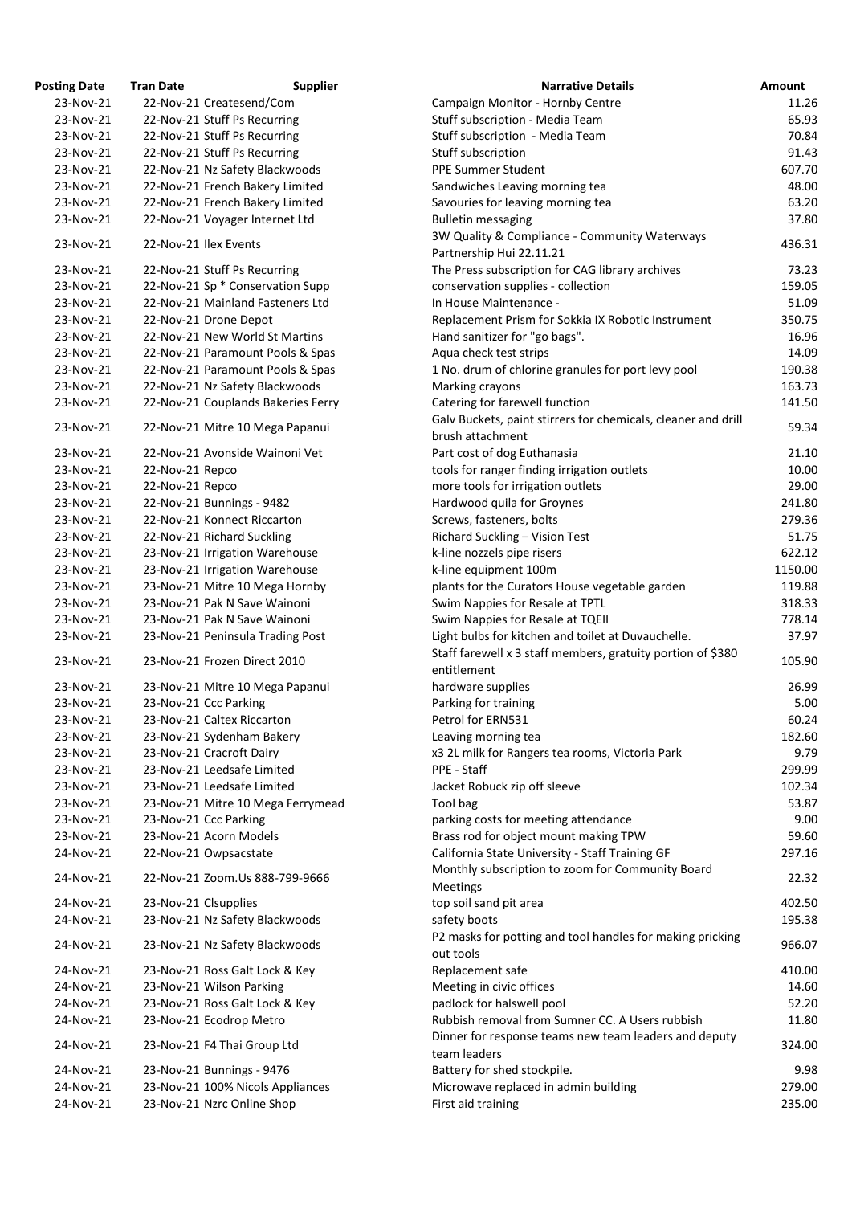| Posting Date | Tran Date | Supplier | Narrative Details | Amount |
|---|---|---|---|---|
| 23-Nov-21 | 22-Nov-21 | Createsend/Com | Campaign Monitor - Hornby Centre | 11.26 |
| 23-Nov-21 | 22-Nov-21 | Stuff Ps Recurring | Stuff subscription - Media Team | 65.93 |
| 23-Nov-21 | 22-Nov-21 | Stuff Ps Recurring | Stuff subscription - Media Team | 70.84 |
| 23-Nov-21 | 22-Nov-21 | Stuff Ps Recurring | Stuff subscription | 91.43 |
| 23-Nov-21 | 22-Nov-21 | Nz Safety Blackwoods | PPE Summer Student | 607.70 |
| 23-Nov-21 | 22-Nov-21 | French Bakery Limited | Sandwiches Leaving morning tea | 48.00 |
| 23-Nov-21 | 22-Nov-21 | French Bakery Limited | Savouries for leaving morning tea | 63.20 |
| 23-Nov-21 | 22-Nov-21 | Voyager Internet Ltd | Bulletin messaging | 37.80 |
| 23-Nov-21 | 22-Nov-21 | Ilex Events | 3W Quality & Compliance - Community Waterways Partnership Hui 22.11.21 | 436.31 |
| 23-Nov-21 | 22-Nov-21 | Stuff Ps Recurring | The Press subscription for CAG library archives | 73.23 |
| 23-Nov-21 | 22-Nov-21 | Sp * Conservation Supp | conservation supplies - collection | 159.05 |
| 23-Nov-21 | 22-Nov-21 | Mainland Fasteners Ltd | In House Maintenance - | 51.09 |
| 23-Nov-21 | 22-Nov-21 | Drone Depot | Replacement Prism for Sokkia IX Robotic Instrument | 350.75 |
| 23-Nov-21 | 22-Nov-21 | New World St Martins | Hand sanitizer for "go bags". | 16.96 |
| 23-Nov-21 | 22-Nov-21 | Paramount Pools & Spas | Aqua check test strips | 14.09 |
| 23-Nov-21 | 22-Nov-21 | Paramount Pools & Spas | 1 No. drum of chlorine granules for port levy pool | 190.38 |
| 23-Nov-21 | 22-Nov-21 | Nz Safety Blackwoods | Marking crayons | 163.73 |
| 23-Nov-21 | 22-Nov-21 | Couplands Bakeries Ferry | Catering for farewell function | 141.50 |
| 23-Nov-21 | 22-Nov-21 | Mitre 10 Mega Papanui | Galv Buckets, paint stirrers for chemicals, cleaner and drill brush attachment | 59.34 |
| 23-Nov-21 | 22-Nov-21 | Avonside Wainoni Vet | Part cost of dog Euthanasia | 21.10 |
| 23-Nov-21 | 22-Nov-21 | Repco | tools for ranger finding irrigation outlets | 10.00 |
| 23-Nov-21 | 22-Nov-21 | Repco | more tools for irrigation outlets | 29.00 |
| 23-Nov-21 | 22-Nov-21 | Bunnings - 9482 | Hardwood quila for Groynes | 241.80 |
| 23-Nov-21 | 22-Nov-21 | Konnect Riccarton | Screws, fasteners, bolts | 279.36 |
| 23-Nov-21 | 22-Nov-21 | Richard Suckling | Richard Suckling – Vision Test | 51.75 |
| 23-Nov-21 | 23-Nov-21 | Irrigation Warehouse | k-line nozzels pipe risers | 622.12 |
| 23-Nov-21 | 23-Nov-21 | Irrigation Warehouse | k-line equipment 100m | 1150.00 |
| 23-Nov-21 | 23-Nov-21 | Mitre 10 Mega Hornby | plants for the Curators House vegetable garden | 119.88 |
| 23-Nov-21 | 23-Nov-21 | Pak N Save Wainoni | Swim Nappies for Resale at TPTL | 318.33 |
| 23-Nov-21 | 23-Nov-21 | Pak N Save Wainoni | Swim Nappies for Resale at TQEII | 778.14 |
| 23-Nov-21 | 23-Nov-21 | Peninsula Trading Post | Light bulbs for kitchen and toilet at Duvauchelle. | 37.97 |
| 23-Nov-21 | 23-Nov-21 | Frozen Direct 2010 | Staff farewell x 3 staff members, gratuity portion of $380 entitlement | 105.90 |
| 23-Nov-21 | 23-Nov-21 | Mitre 10 Mega Papanui | hardware supplies | 26.99 |
| 23-Nov-21 | 23-Nov-21 | Ccc Parking | Parking for training | 5.00 |
| 23-Nov-21 | 23-Nov-21 | Caltex Riccarton | Petrol for ERN531 | 60.24 |
| 23-Nov-21 | 23-Nov-21 | Sydenham Bakery | Leaving morning tea | 182.60 |
| 23-Nov-21 | 23-Nov-21 | Cracroft Dairy | x3 2L milk for Rangers tea rooms, Victoria Park | 9.79 |
| 23-Nov-21 | 23-Nov-21 | Leedsafe Limited | PPE - Staff | 299.99 |
| 23-Nov-21 | 23-Nov-21 | Leedsafe Limited | Jacket Robuck zip off sleeve | 102.34 |
| 23-Nov-21 | 23-Nov-21 | Mitre 10 Mega Ferrymead | Tool bag | 53.87 |
| 23-Nov-21 | 23-Nov-21 | Ccc Parking | parking costs for meeting attendance | 9.00 |
| 23-Nov-21 | 23-Nov-21 | Acorn Models | Brass rod for object mount making TPW | 59.60 |
| 24-Nov-21 | 22-Nov-21 | Owpsacstate | California State University - Staff Training GF | 297.16 |
| 24-Nov-21 | 22-Nov-21 | Zoom.Us 888-799-9666 | Monthly subscription to zoom for Community Board Meetings | 22.32 |
| 24-Nov-21 | 23-Nov-21 | Clsupplies | top soil sand pit area | 402.50 |
| 24-Nov-21 | 23-Nov-21 | Nz Safety Blackwoods | safety boots | 195.38 |
| 24-Nov-21 | 23-Nov-21 | Nz Safety Blackwoods | P2 masks for potting and tool handles for making pricking out tools | 966.07 |
| 24-Nov-21 | 23-Nov-21 | Ross Galt Lock & Key | Replacement safe | 410.00 |
| 24-Nov-21 | 23-Nov-21 | Wilson Parking | Meeting in civic offices | 14.60 |
| 24-Nov-21 | 23-Nov-21 | Ross Galt Lock & Key | padlock for halswell pool | 52.20 |
| 24-Nov-21 | 23-Nov-21 | Ecodrop Metro | Rubbish removal from Sumner CC. A Users rubbish | 11.80 |
| 24-Nov-21 | 23-Nov-21 | F4 Thai Group Ltd | Dinner for response teams new team leaders and deputy team leaders | 324.00 |
| 24-Nov-21 | 23-Nov-21 | Bunnings - 9476 | Battery for shed stockpile. | 9.98 |
| 24-Nov-21 | 23-Nov-21 | 100% Nicols Appliances | Microwave replaced in admin building | 279.00 |
| 24-Nov-21 | 23-Nov-21 | Nzrc Online Shop | First aid training | 235.00 |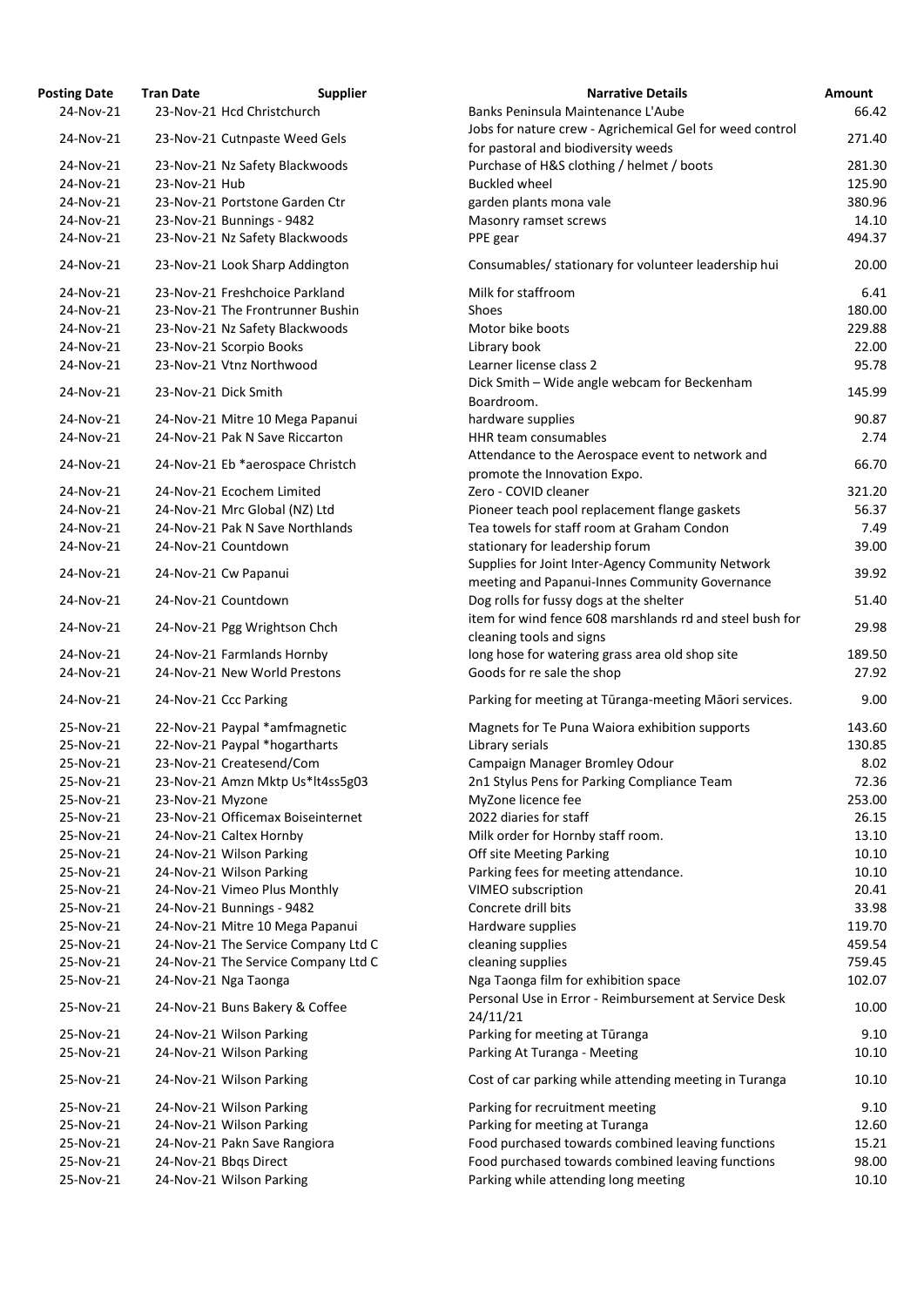| Posting Date | Tran Date | Supplier | Narrative Details | Amount |
|---|---|---|---|---|
| 24-Nov-21 | 23-Nov-21 | Hcd Christchurch | Banks Peninsula Maintenance L'Aube | 66.42 |
| 24-Nov-21 | 23-Nov-21 | Cutnpaste Weed Gels | Jobs for nature crew - Agrichemical Gel for weed control for pastoral and biodiversity weeds | 271.40 |
| 24-Nov-21 | 23-Nov-21 | Nz Safety Blackwoods | Purchase of H&S clothing / helmet / boots | 281.30 |
| 24-Nov-21 | 23-Nov-21 | Hub | Buckled wheel | 125.90 |
| 24-Nov-21 | 23-Nov-21 | Portstone Garden Ctr | garden plants mona vale | 380.96 |
| 24-Nov-21 | 23-Nov-21 | Bunnings - 9482 | Masonry ramset screws | 14.10 |
| 24-Nov-21 | 23-Nov-21 | Nz Safety Blackwoods | PPE gear | 494.37 |
| 24-Nov-21 | 23-Nov-21 | Look Sharp Addington | Consumables/ stationary for volunteer leadership hui | 20.00 |
| 24-Nov-21 | 23-Nov-21 | Freshchoice Parkland | Milk for staffroom | 6.41 |
| 24-Nov-21 | 23-Nov-21 | The Frontrunner Bushin | Shoes | 180.00 |
| 24-Nov-21 | 23-Nov-21 | Nz Safety Blackwoods | Motor bike boots | 229.88 |
| 24-Nov-21 | 23-Nov-21 | Scorpio Books | Library book | 22.00 |
| 24-Nov-21 | 23-Nov-21 | Vtnz Northwood | Learner license class 2 | 95.78 |
| 24-Nov-21 | 23-Nov-21 | Dick Smith | Dick Smith – Wide angle webcam for Beckenham Boardroom. | 145.99 |
| 24-Nov-21 | 24-Nov-21 | Mitre 10 Mega Papanui | hardware supplies | 90.87 |
| 24-Nov-21 | 24-Nov-21 | Pak N Save Riccarton | HHR team consumables | 2.74 |
| 24-Nov-21 | 24-Nov-21 | Eb *aerospace Christch | Attendance to the Aerospace event to network and promote the Innovation Expo. | 66.70 |
| 24-Nov-21 | 24-Nov-21 | Ecochem Limited | Zero - COVID cleaner | 321.20 |
| 24-Nov-21 | 24-Nov-21 | Mrc Global (NZ) Ltd | Pioneer teach pool replacement flange gaskets | 56.37 |
| 24-Nov-21 | 24-Nov-21 | Pak N Save Northlands | Tea towels for staff room at Graham Condon | 7.49 |
| 24-Nov-21 | 24-Nov-21 | Countdown | stationary for leadership forum | 39.00 |
| 24-Nov-21 | 24-Nov-21 | Cw Papanui | Supplies for Joint Inter-Agency Community Network meeting and Papanui-Innes Community Governance | 39.92 |
| 24-Nov-21 | 24-Nov-21 | Countdown | Dog rolls for fussy dogs at the shelter | 51.40 |
| 24-Nov-21 | 24-Nov-21 | Pgg Wrightson Chch | item for wind fence 608 marshlands rd and steel bush for cleaning tools and signs | 29.98 |
| 24-Nov-21 | 24-Nov-21 | Farmlands Hornby | long hose for watering grass area old shop site | 189.50 |
| 24-Nov-21 | 24-Nov-21 | New World Prestons | Goods for re sale the shop | 27.92 |
| 24-Nov-21 | 24-Nov-21 | Ccc Parking | Parking for meeting at Tūranga-meeting Māori services. | 9.00 |
| 25-Nov-21 | 22-Nov-21 | Paypal *amfmagnetic | Magnets for Te Puna Waiora exhibition supports | 143.60 |
| 25-Nov-21 | 22-Nov-21 | Paypal *hogartharts | Library serials | 130.85 |
| 25-Nov-21 | 23-Nov-21 | Createsend/Com | Campaign Manager Bromley Odour | 8.02 |
| 25-Nov-21 | 23-Nov-21 | Amzn Mktp Us*lt4ss5g03 | 2n1 Stylus Pens for Parking Compliance Team | 72.36 |
| 25-Nov-21 | 23-Nov-21 | Myzone | MyZone licence fee | 253.00 |
| 25-Nov-21 | 23-Nov-21 | Officemax Boiseinternet | 2022 diaries for staff | 26.15 |
| 25-Nov-21 | 24-Nov-21 | Caltex Hornby | Milk order for Hornby staff room. | 13.10 |
| 25-Nov-21 | 24-Nov-21 | Wilson Parking | Off site Meeting Parking | 10.10 |
| 25-Nov-21 | 24-Nov-21 | Wilson Parking | Parking fees for meeting attendance. | 10.10 |
| 25-Nov-21 | 24-Nov-21 | Vimeo Plus Monthly | VIMEO subscription | 20.41 |
| 25-Nov-21 | 24-Nov-21 | Bunnings - 9482 | Concrete drill bits | 33.98 |
| 25-Nov-21 | 24-Nov-21 | Mitre 10 Mega Papanui | Hardware supplies | 119.70 |
| 25-Nov-21 | 24-Nov-21 | The Service Company Ltd C | cleaning supplies | 459.54 |
| 25-Nov-21 | 24-Nov-21 | The Service Company Ltd C | cleaning supplies | 759.45 |
| 25-Nov-21 | 24-Nov-21 | Nga Taonga | Nga Taonga film for exhibition space | 102.07 |
| 25-Nov-21 | 24-Nov-21 | Buns Bakery & Coffee | Personal Use in Error - Reimbursement at Service Desk 24/11/21 | 10.00 |
| 25-Nov-21 | 24-Nov-21 | Wilson Parking | Parking for meeting at Tūranga | 9.10 |
| 25-Nov-21 | 24-Nov-21 | Wilson Parking | Parking At Turanga - Meeting | 10.10 |
| 25-Nov-21 | 24-Nov-21 | Wilson Parking | Cost of car parking while attending meeting in Turanga | 10.10 |
| 25-Nov-21 | 24-Nov-21 | Wilson Parking | Parking for recruitment meeting | 9.10 |
| 25-Nov-21 | 24-Nov-21 | Wilson Parking | Parking for meeting at Turanga | 12.60 |
| 25-Nov-21 | 24-Nov-21 | Pakn Save Rangiora | Food purchased towards combined leaving functions | 15.21 |
| 25-Nov-21 | 24-Nov-21 | Bbqs Direct | Food purchased towards combined leaving functions | 98.00 |
| 25-Nov-21 | 24-Nov-21 | Wilson Parking | Parking while attending long meeting | 10.10 |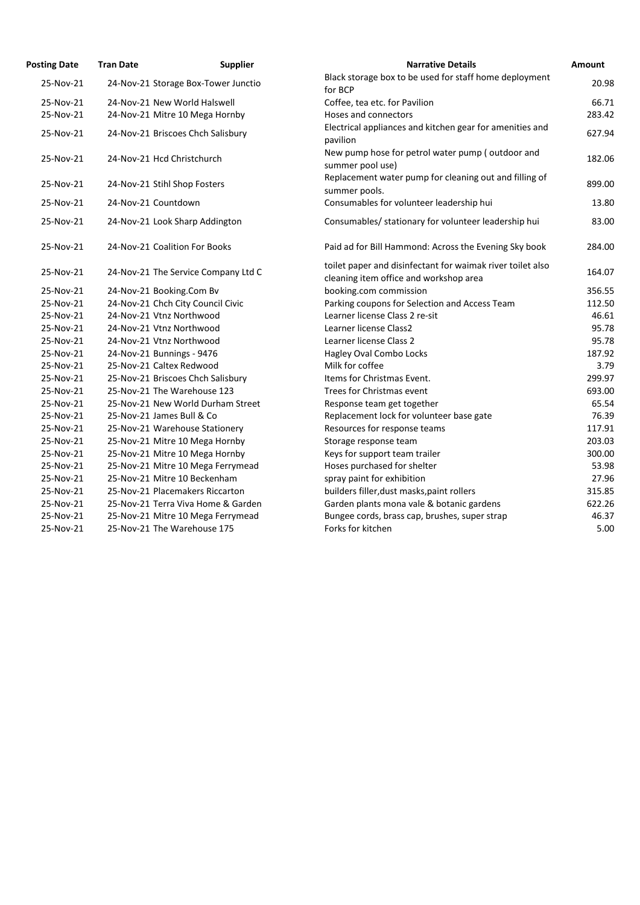| Posting Date | Tran Date | Supplier | Narrative Details | Amount |
|---|---|---|---|---|
| 25-Nov-21 | 24-Nov-21 | Storage Box-Tower Junctio | Black storage box to be used for staff home deployment for BCP | 20.98 |
| 25-Nov-21 | 24-Nov-21 | New World Halswell | Coffee, tea etc. for Pavilion | 66.71 |
| 25-Nov-21 | 24-Nov-21 | Mitre 10 Mega Hornby | Hoses and connectors | 283.42 |
| 25-Nov-21 | 24-Nov-21 | Briscoes Chch Salisbury | Electrical appliances and kitchen gear for amenities and pavilion | 627.94 |
| 25-Nov-21 | 24-Nov-21 | Hcd Christchurch | New pump hose for petrol water pump ( outdoor and summer pool use) | 182.06 |
| 25-Nov-21 | 24-Nov-21 | Stihl Shop Fosters | Replacement water pump for cleaning out and filling of summer pools. | 899.00 |
| 25-Nov-21 | 24-Nov-21 | Countdown | Consumables for volunteer leadership hui | 13.80 |
| 25-Nov-21 | 24-Nov-21 | Look Sharp Addington | Consumables/ stationary for volunteer leadership hui | 83.00 |
| 25-Nov-21 | 24-Nov-21 | Coalition For Books | Paid ad for Bill Hammond: Across the Evening Sky book | 284.00 |
| 25-Nov-21 | 24-Nov-21 | The Service Company Ltd C | toilet paper and disinfectant for waimak river toilet also cleaning item office and workshop area | 164.07 |
| 25-Nov-21 | 24-Nov-21 | Booking.Com Bv | booking.com commission | 356.55 |
| 25-Nov-21 | 24-Nov-21 | Chch City Council Civic | Parking coupons for Selection and Access Team | 112.50 |
| 25-Nov-21 | 24-Nov-21 | Vtnz Northwood | Learner license Class 2 re-sit | 46.61 |
| 25-Nov-21 | 24-Nov-21 | Vtnz Northwood | Learner license Class2 | 95.78 |
| 25-Nov-21 | 24-Nov-21 | Vtnz Northwood | Learner license Class 2 | 95.78 |
| 25-Nov-21 | 24-Nov-21 | Bunnings - 9476 | Hagley Oval Combo Locks | 187.92 |
| 25-Nov-21 | 25-Nov-21 | Caltex Redwood | Milk for coffee | 3.79 |
| 25-Nov-21 | 25-Nov-21 | Briscoes Chch Salisbury | Items for Christmas Event. | 299.97 |
| 25-Nov-21 | 25-Nov-21 | The Warehouse 123 | Trees for Christmas event | 693.00 |
| 25-Nov-21 | 25-Nov-21 | New World Durham Street | Response team get together | 65.54 |
| 25-Nov-21 | 25-Nov-21 | James Bull & Co | Replacement lock for volunteer base gate | 76.39 |
| 25-Nov-21 | 25-Nov-21 | Warehouse Stationery | Resources for response teams | 117.91 |
| 25-Nov-21 | 25-Nov-21 | Mitre 10 Mega Hornby | Storage response team | 203.03 |
| 25-Nov-21 | 25-Nov-21 | Mitre 10 Mega Hornby | Keys for support team trailer | 300.00 |
| 25-Nov-21 | 25-Nov-21 | Mitre 10 Mega Ferrymead | Hoses purchased for shelter | 53.98 |
| 25-Nov-21 | 25-Nov-21 | Mitre 10 Beckenham | spray paint for exhibition | 27.96 |
| 25-Nov-21 | 25-Nov-21 | Placemakers Riccarton | builders filler,dust masks,paint rollers | 315.85 |
| 25-Nov-21 | 25-Nov-21 | Terra Viva Home & Garden | Garden plants mona vale & botanic gardens | 622.26 |
| 25-Nov-21 | 25-Nov-21 | Mitre 10 Mega Ferrymead | Bungee cords, brass cap, brushes, super strap | 46.37 |
| 25-Nov-21 | 25-Nov-21 | The Warehouse 175 | Forks for kitchen | 5.00 |